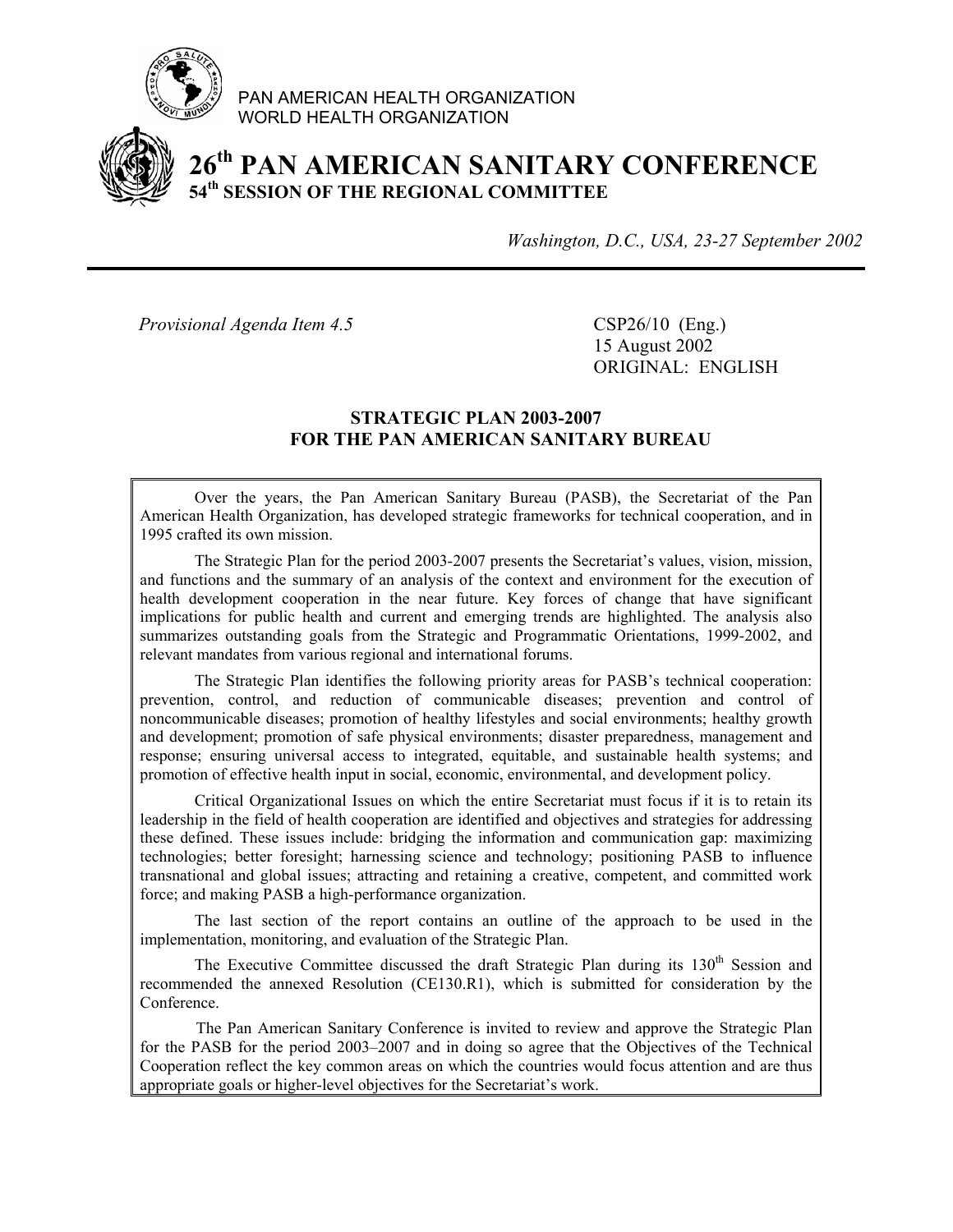PAN AMERICAN HEALTH ORGANIZATION
WORLD HEALTH ORGANIZATION

# 26th PAN AMERICAN SANITARY CONFERENCE
## 54th SESSION OF THE REGIONAL COMMITTEE

*Washington, D.C., USA, 23-27 September 2002*

---

*Provisional Agenda Item 4.5*

CSP26/10 (Eng.)
15 August 2002
ORIGINAL: ENGLISH

### STRATEGIC PLAN 2003-2007 FOR THE PAN AMERICAN SANITARY BUREAU

Over the years, the Pan American Sanitary Bureau (PASB), the Secretariat of the Pan American Health Organization, has developed strategic frameworks for technical cooperation, and in 1995 crafted its own mission.

The Strategic Plan for the period 2003-2007 presents the Secretariat's values, vision, mission, and functions and the summary of an analysis of the context and environment for the execution of health development cooperation in the near future. Key forces of change that have significant implications for public health and current and emerging trends are highlighted. The analysis also summarizes outstanding goals from the Strategic and Programmatic Orientations, 1999-2002, and relevant mandates from various regional and international forums.

The Strategic Plan identifies the following priority areas for PASB's technical cooperation: prevention, control, and reduction of communicable diseases; prevention and control of noncommunicable diseases; promotion of healthy lifestyles and social environments; healthy growth and development; promotion of safe physical environments; disaster preparedness, management and response; ensuring universal access to integrated, equitable, and sustainable health systems; and promotion of effective health input in social, economic, environmental, and development policy.

Critical Organizational Issues on which the entire Secretariat must focus if it is to retain its leadership in the field of health cooperation are identified and objectives and strategies for addressing these defined. These issues include: bridging the information and communication gap: maximizing technologies; better foresight; harnessing science and technology; positioning PASB to influence transnational and global issues; attracting and retaining a creative, competent, and committed work force; and making PASB a high-performance organization.

The last section of the report contains an outline of the approach to be used in the implementation, monitoring, and evaluation of the Strategic Plan.

The Executive Committee discussed the draft Strategic Plan during its 130th Session and recommended the annexed Resolution (CE130.R1), which is submitted for consideration by the Conference.

The Pan American Sanitary Conference is invited to review and approve the Strategic Plan for the PASB for the period 2003–2007 and in doing so agree that the Objectives of the Technical Cooperation reflect the key common areas on which the countries would focus attention and are thus appropriate goals or higher-level objectives for the Secretariat's work.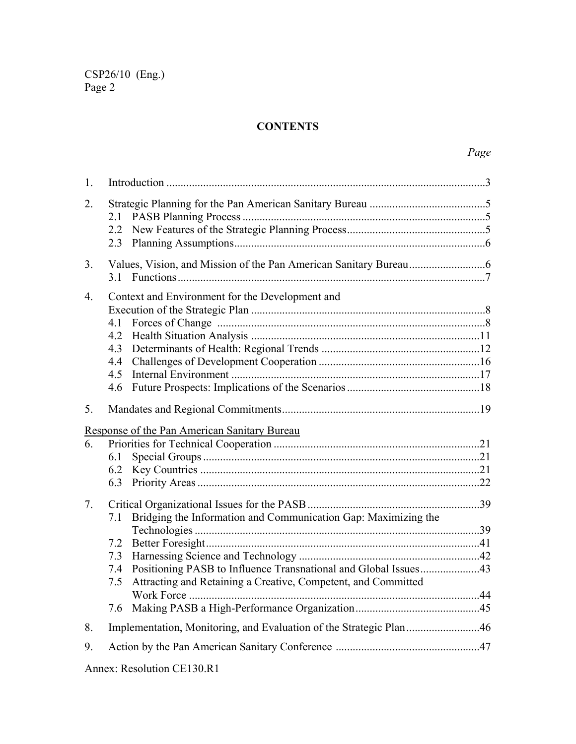**CONTENTS**

*Page*

1. Introduction ....3
2. Strategic Planning for the Pan American Sanitary Bureau ....5
   - 2.1 PASB Planning Process ....5
   - 2.2 New Features of the Strategic Planning Process....5
   - 2.3 Planning Assumptions....6
3. Values, Vision, and Mission of the Pan American Sanitary Bureau....6
   - 3.1 Functions....7
4. Context and Environment for the Development and Execution of the Strategic Plan ....8
   - 4.1 Forces of Change ....8
   - 4.2 Health Situation Analysis ....11
   - 4.3 Determinants of Health: Regional Trends ....12
   - 4.4 Challenges of Development Cooperation ....16
   - 4.5 Internal Environment ....17
   - 4.6 Future Prospects: Implications of the Scenarios....18
5. Mandates and Regional Commitments....19

<u>Response of the Pan American Sanitary Bureau</u>

6. Priorities for Technical Cooperation ....21
   - 6.1 Special Groups ....21
   - 6.2 Key Countries ....21
   - 6.3 Priority Areas ....22
7. Critical Organizational Issues for the PASB ....39
   - 7.1 Bridging the Information and Communication Gap: Maximizing the Technologies ....39
   - 7.2 Better Foresight....41
   - 7.3 Harnessing Science and Technology ....42
   - 7.4 Positioning PASB to Influence Transnational and Global Issues....43
   - 7.5 Attracting and Retaining a Creative, Competent, and Committed Work Force ....44
   - 7.6 Making PASB a High-Performance Organization....45
8. Implementation, Monitoring, and Evaluation of the Strategic Plan....46
9. Action by the Pan American Sanitary Conference ....47

Annex: Resolution CE130.R1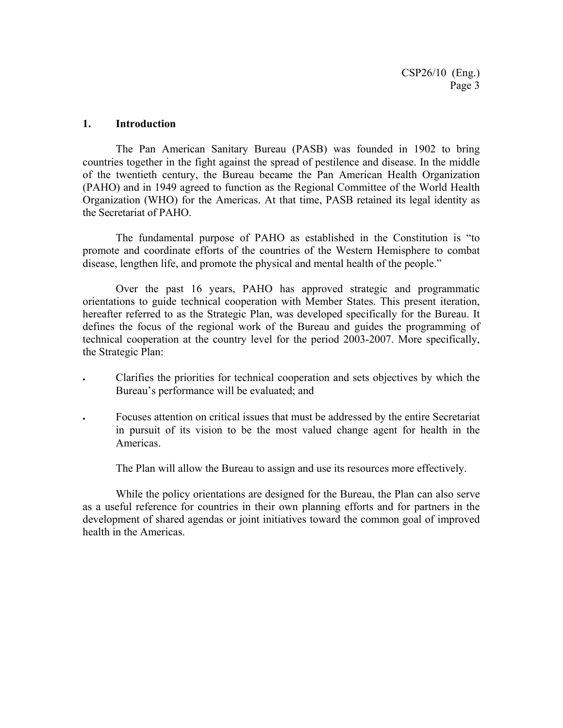## 1. Introduction

The Pan American Sanitary Bureau (PASB) was founded in 1902 to bring countries together in the fight against the spread of pestilence and disease. In the middle of the twentieth century, the Bureau became the Pan American Health Organization (PAHO) and in 1949 agreed to function as the Regional Committee of the World Health Organization (WHO) for the Americas. At that time, PASB retained its legal identity as the Secretariat of PAHO.

The fundamental purpose of PAHO as established in the Constitution is "to promote and coordinate efforts of the countries of the Western Hemisphere to combat disease, lengthen life, and promote the physical and mental health of the people."

Over the past 16 years, PAHO has approved strategic and programmatic orientations to guide technical cooperation with Member States. This present iteration, hereafter referred to as the Strategic Plan, was developed specifically for the Bureau. It defines the focus of the regional work of the Bureau and guides the programming of technical cooperation at the country level for the period 2003-2007. More specifically, the Strategic Plan:

- Clarifies the priorities for technical cooperation and sets objectives by which the Bureau's performance will be evaluated; and
- Focuses attention on critical issues that must be addressed by the entire Secretariat in pursuit of its vision to be the most valued change agent for health in the Americas.

The Plan will allow the Bureau to assign and use its resources more effectively.

While the policy orientations are designed for the Bureau, the Plan can also serve as a useful reference for countries in their own planning efforts and for partners in the development of shared agendas or joint initiatives toward the common goal of improved health in the Americas.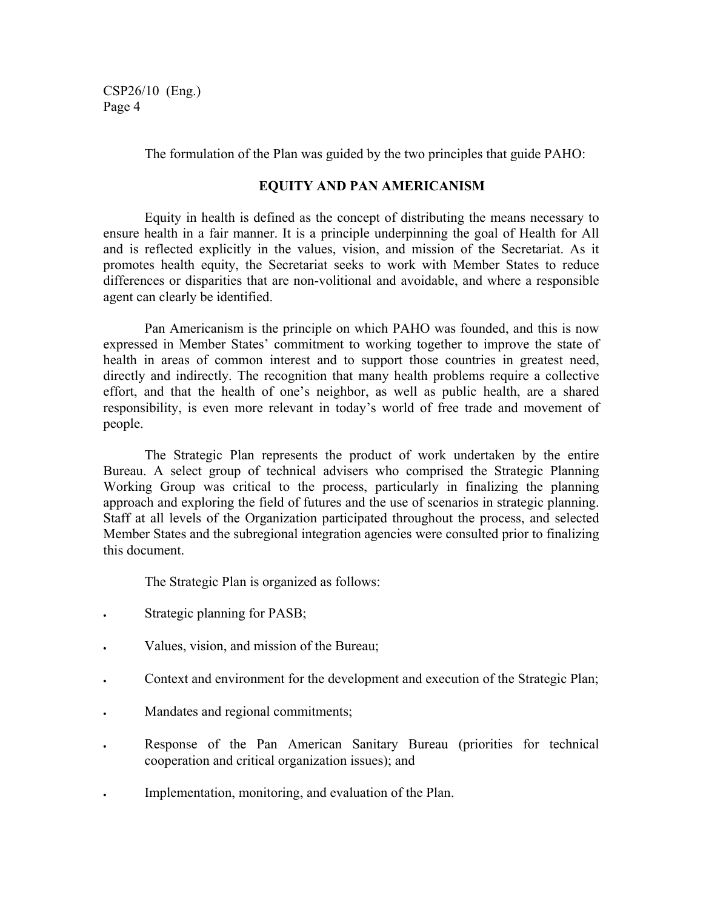The formulation of the Plan was guided by the two principles that guide PAHO:

**EQUITY AND PAN AMERICANISM**

Equity in health is defined as the concept of distributing the means necessary to ensure health in a fair manner. It is a principle underpinning the goal of Health for All and is reflected explicitly in the values, vision, and mission of the Secretariat. As it promotes health equity, the Secretariat seeks to work with Member States to reduce differences or disparities that are non-volitional and avoidable, and where a responsible agent can clearly be identified.

Pan Americanism is the principle on which PAHO was founded, and this is now expressed in Member States' commitment to working together to improve the state of health in areas of common interest and to support those countries in greatest need, directly and indirectly. The recognition that many health problems require a collective effort, and that the health of one's neighbor, as well as public health, are a shared responsibility, is even more relevant in today's world of free trade and movement of people.

The Strategic Plan represents the product of work undertaken by the entire Bureau. A select group of technical advisers who comprised the Strategic Planning Working Group was critical to the process, particularly in finalizing the planning approach and exploring the field of futures and the use of scenarios in strategic planning. Staff at all levels of the Organization participated throughout the process, and selected Member States and the subregional integration agencies were consulted prior to finalizing this document.

The Strategic Plan is organized as follows:

- Strategic planning for PASB;
- Values, vision, and mission of the Bureau;
- Context and environment for the development and execution of the Strategic Plan;
- Mandates and regional commitments;
- Response of the Pan American Sanitary Bureau (priorities for technical cooperation and critical organization issues); and
- Implementation, monitoring, and evaluation of the Plan.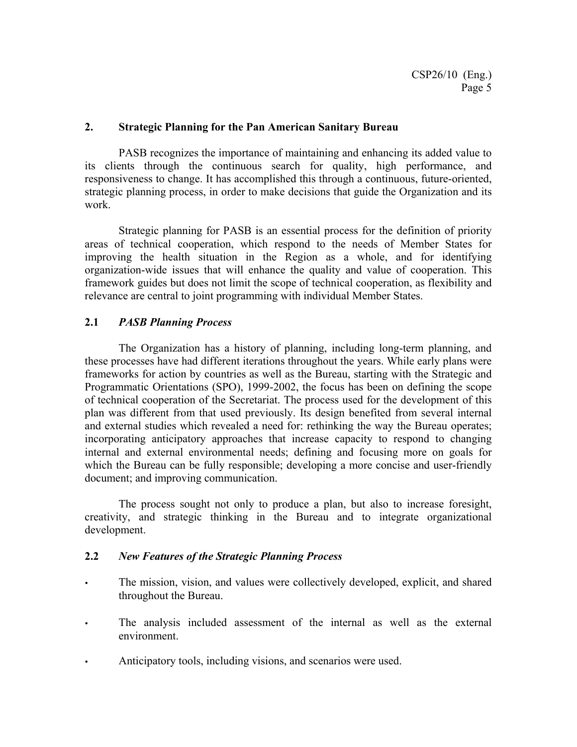## 2. Strategic Planning for the Pan American Sanitary Bureau

PASB recognizes the importance of maintaining and enhancing its added value to its clients through the continuous search for quality, high performance, and responsiveness to change. It has accomplished this through a continuous, future-oriented, strategic planning process, in order to make decisions that guide the Organization and its work.

Strategic planning for PASB is an essential process for the definition of priority areas of technical cooperation, which respond to the needs of Member States for improving the health situation in the Region as a whole, and for identifying organization-wide issues that will enhance the quality and value of cooperation. This framework guides but does not limit the scope of technical cooperation, as flexibility and relevance are central to joint programming with individual Member States.

### 2.1 *PASB Planning Process*

The Organization has a history of planning, including long-term planning, and these processes have had different iterations throughout the years. While early plans were frameworks for action by countries as well as the Bureau, starting with the Strategic and Programmatic Orientations (SPO), 1999-2002, the focus has been on defining the scope of technical cooperation of the Secretariat. The process used for the development of this plan was different from that used previously. Its design benefited from several internal and external studies which revealed a need for: rethinking the way the Bureau operates; incorporating anticipatory approaches that increase capacity to respond to changing internal and external environmental needs; defining and focusing more on goals for which the Bureau can be fully responsible; developing a more concise and user-friendly document; and improving communication.

The process sought not only to produce a plan, but also to increase foresight, creativity, and strategic thinking in the Bureau and to integrate organizational development.

### 2.2 *New Features of the Strategic Planning Process*

- The mission, vision, and values were collectively developed, explicit, and shared throughout the Bureau.
- The analysis included assessment of the internal as well as the external environment.
- Anticipatory tools, including visions, and scenarios were used.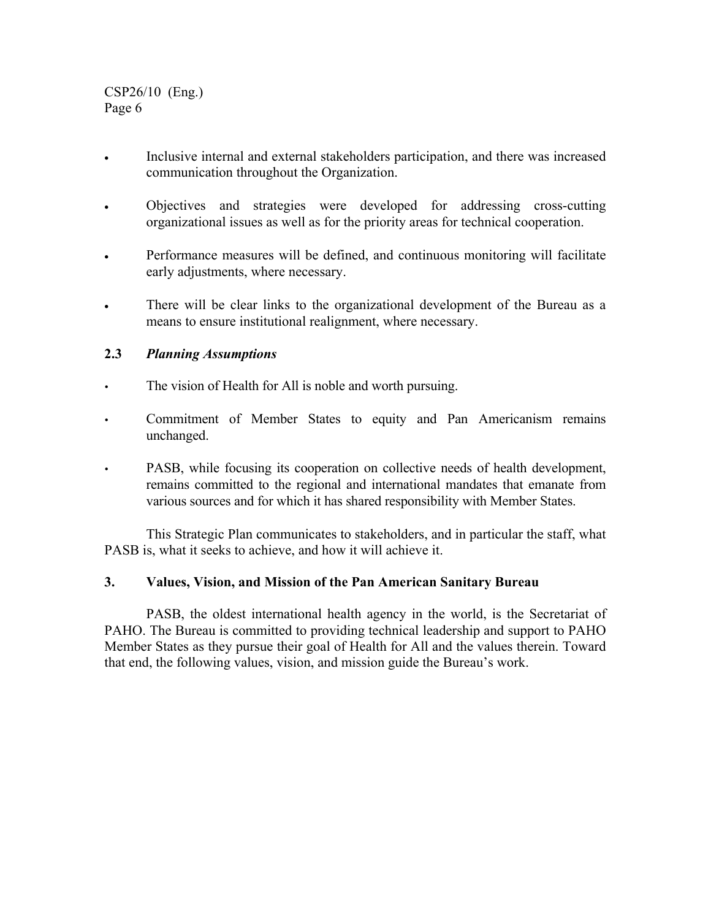- Inclusive internal and external stakeholders participation, and there was increased communication throughout the Organization.
- Objectives and strategies were developed for addressing cross-cutting organizational issues as well as for the priority areas for technical cooperation.
- Performance measures will be defined, and continuous monitoring will facilitate early adjustments, where necessary.
- There will be clear links to the organizational development of the Bureau as a means to ensure institutional realignment, where necessary.

### 2.3 *Planning Assumptions*

- The vision of Health for All is noble and worth pursuing.
- Commitment of Member States to equity and Pan Americanism remains unchanged.
- PASB, while focusing its cooperation on collective needs of health development, remains committed to the regional and international mandates that emanate from various sources and for which it has shared responsibility with Member States.

This Strategic Plan communicates to stakeholders, and in particular the staff, what PASB is, what it seeks to achieve, and how it will achieve it.

## 3. Values, Vision, and Mission of the Pan American Sanitary Bureau

PASB, the oldest international health agency in the world, is the Secretariat of PAHO. The Bureau is committed to providing technical leadership and support to PAHO Member States as they pursue their goal of Health for All and the values therein. Toward that end, the following values, vision, and mission guide the Bureau's work.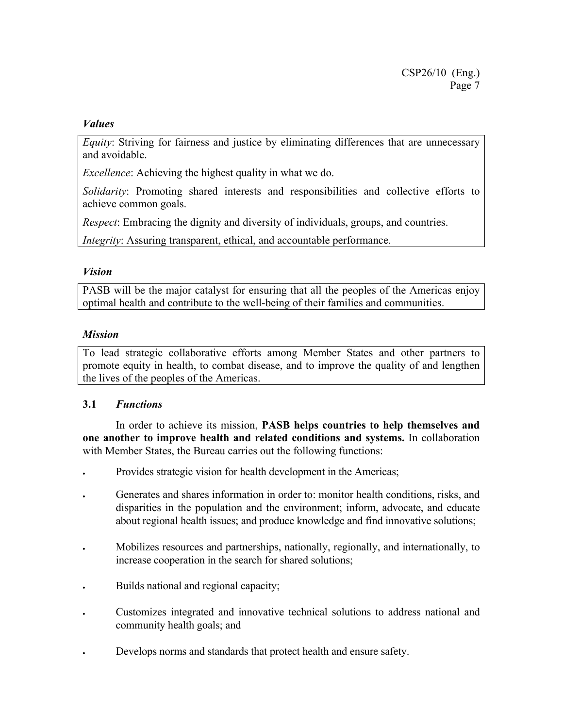*Values*

*Equity*: Striving for fairness and justice by eliminating differences that are unnecessary and avoidable.

*Excellence*: Achieving the highest quality in what we do.

*Solidarity*: Promoting shared interests and responsibilities and collective efforts to achieve common goals.

*Respect*: Embracing the dignity and diversity of individuals, groups, and countries.

*Integrity*: Assuring transparent, ethical, and accountable performance.

*Vision*

PASB will be the major catalyst for ensuring that all the peoples of the Americas enjoy optimal health and contribute to the well-being of their families and communities.

*Mission*

To lead strategic collaborative efforts among Member States and other partners to promote equity in health, to combat disease, and to improve the quality of and lengthen the lives of the peoples of the Americas.

### 3.1 *Functions*

In order to achieve its mission, **PASB helps countries to help themselves and one another to improve health and related conditions and systems.** In collaboration with Member States, the Bureau carries out the following functions:

- Provides strategic vision for health development in the Americas;
- Generates and shares information in order to: monitor health conditions, risks, and disparities in the population and the environment; inform, advocate, and educate about regional health issues; and produce knowledge and find innovative solutions;
- Mobilizes resources and partnerships, nationally, regionally, and internationally, to increase cooperation in the search for shared solutions;
- Builds national and regional capacity;
- Customizes integrated and innovative technical solutions to address national and community health goals; and
- Develops norms and standards that protect health and ensure safety.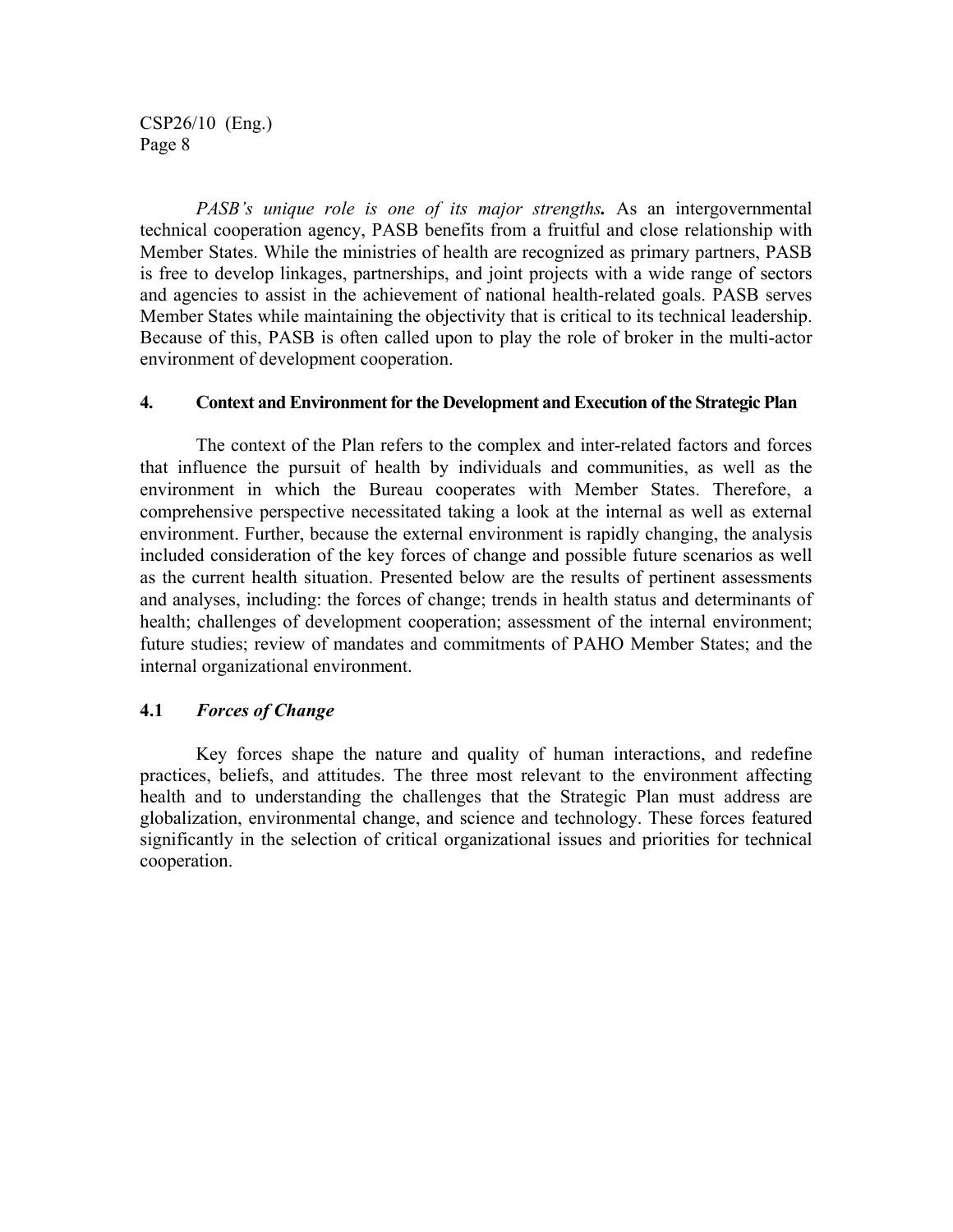*PASB's unique role is one of its major strengths***.** As an intergovernmental technical cooperation agency, PASB benefits from a fruitful and close relationship with Member States. While the ministries of health are recognized as primary partners, PASB is free to develop linkages, partnerships, and joint projects with a wide range of sectors and agencies to assist in the achievement of national health-related goals. PASB serves Member States while maintaining the objectivity that is critical to its technical leadership. Because of this, PASB is often called upon to play the role of broker in the multi-actor environment of development cooperation.

## 4. Context and Environment for the Development and Execution of the Strategic Plan

The context of the Plan refers to the complex and inter-related factors and forces that influence the pursuit of health by individuals and communities, as well as the environment in which the Bureau cooperates with Member States. Therefore, a comprehensive perspective necessitated taking a look at the internal as well as external environment. Further, because the external environment is rapidly changing, the analysis included consideration of the key forces of change and possible future scenarios as well as the current health situation. Presented below are the results of pertinent assessments and analyses, including: the forces of change; trends in health status and determinants of health; challenges of development cooperation; assessment of the internal environment; future studies; review of mandates and commitments of PAHO Member States; and the internal organizational environment.

### 4.1 *Forces of Change*

Key forces shape the nature and quality of human interactions, and redefine practices, beliefs, and attitudes. The three most relevant to the environment affecting health and to understanding the challenges that the Strategic Plan must address are globalization, environmental change, and science and technology. These forces featured significantly in the selection of critical organizational issues and priorities for technical cooperation.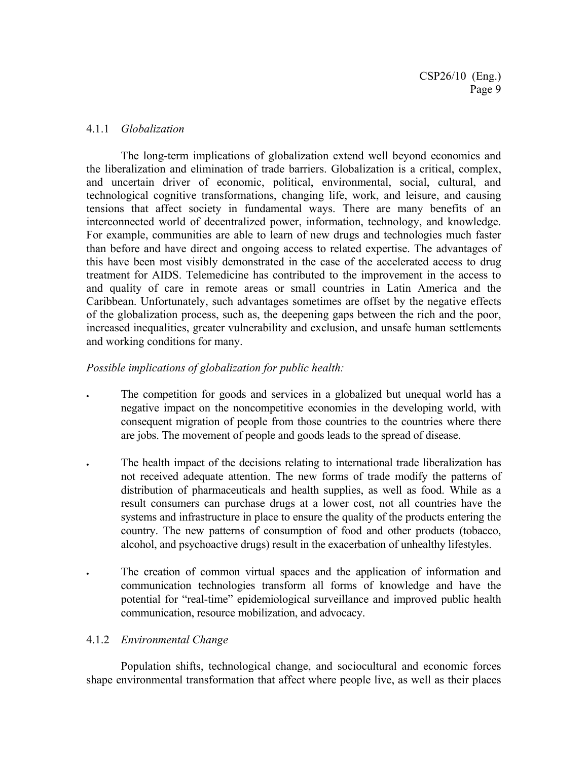#### 4.1.1 *Globalization*

The long-term implications of globalization extend well beyond economics and the liberalization and elimination of trade barriers. Globalization is a critical, complex, and uncertain driver of economic, political, environmental, social, cultural, and technological cognitive transformations, changing life, work, and leisure, and causing tensions that affect society in fundamental ways. There are many benefits of an interconnected world of decentralized power, information, technology, and knowledge. For example, communities are able to learn of new drugs and technologies much faster than before and have direct and ongoing access to related expertise. The advantages of this have been most visibly demonstrated in the case of the accelerated access to drug treatment for AIDS. Telemedicine has contributed to the improvement in the access to and quality of care in remote areas or small countries in Latin America and the Caribbean. Unfortunately, such advantages sometimes are offset by the negative effects of the globalization process, such as, the deepening gaps between the rich and the poor, increased inequalities, greater vulnerability and exclusion, and unsafe human settlements and working conditions for many.

*Possible implications of globalization for public health:*

- The competition for goods and services in a globalized but unequal world has a negative impact on the noncompetitive economies in the developing world, with consequent migration of people from those countries to the countries where there are jobs. The movement of people and goods leads to the spread of disease.

- The health impact of the decisions relating to international trade liberalization has not received adequate attention. The new forms of trade modify the patterns of distribution of pharmaceuticals and health supplies, as well as food. While as a result consumers can purchase drugs at a lower cost, not all countries have the systems and infrastructure in place to ensure the quality of the products entering the country. The new patterns of consumption of food and other products (tobacco, alcohol, and psychoactive drugs) result in the exacerbation of unhealthy lifestyles.

- The creation of common virtual spaces and the application of information and communication technologies transform all forms of knowledge and have the potential for "real-time" epidemiological surveillance and improved public health communication, resource mobilization, and advocacy.

#### 4.1.2 *Environmental Change*

Population shifts, technological change, and sociocultural and economic forces shape environmental transformation that affect where people live, as well as their places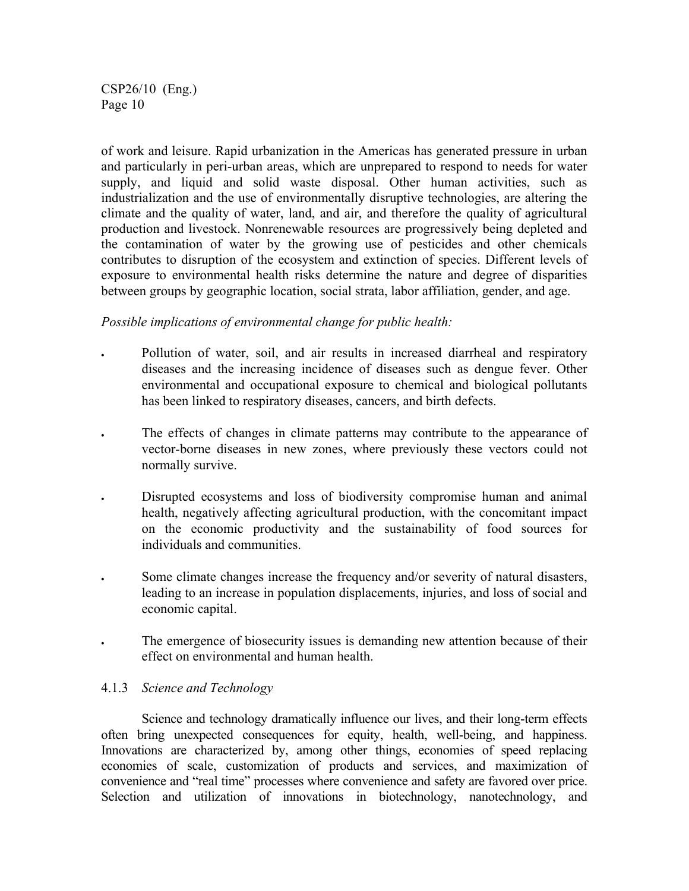of work and leisure. Rapid urbanization in the Americas has generated pressure in urban and particularly in peri-urban areas, which are unprepared to respond to needs for water supply, and liquid and solid waste disposal. Other human activities, such as industrialization and the use of environmentally disruptive technologies, are altering the climate and the quality of water, land, and air, and therefore the quality of agricultural production and livestock. Nonrenewable resources are progressively being depleted and the contamination of water by the growing use of pesticides and other chemicals contributes to disruption of the ecosystem and extinction of species. Different levels of exposure to environmental health risks determine the nature and degree of disparities between groups by geographic location, social strata, labor affiliation, gender, and age.

*Possible implications of environmental change for public health:*

- Pollution of water, soil, and air results in increased diarrheal and respiratory diseases and the increasing incidence of diseases such as dengue fever. Other environmental and occupational exposure to chemical and biological pollutants has been linked to respiratory diseases, cancers, and birth defects.

- The effects of changes in climate patterns may contribute to the appearance of vector-borne diseases in new zones, where previously these vectors could not normally survive.

- Disrupted ecosystems and loss of biodiversity compromise human and animal health, negatively affecting agricultural production, with the concomitant impact on the economic productivity and the sustainability of food sources for individuals and communities.

- Some climate changes increase the frequency and/or severity of natural disasters, leading to an increase in population displacements, injuries, and loss of social and economic capital.

- The emergence of biosecurity issues is demanding new attention because of their effect on environmental and human health.

### 4.1.3 *Science and Technology*

Science and technology dramatically influence our lives, and their long-term effects often bring unexpected consequences for equity, health, well-being, and happiness. Innovations are characterized by, among other things, economies of speed replacing economies of scale, customization of products and services, and maximization of convenience and "real time" processes where convenience and safety are favored over price. Selection and utilization of innovations in biotechnology, nanotechnology, and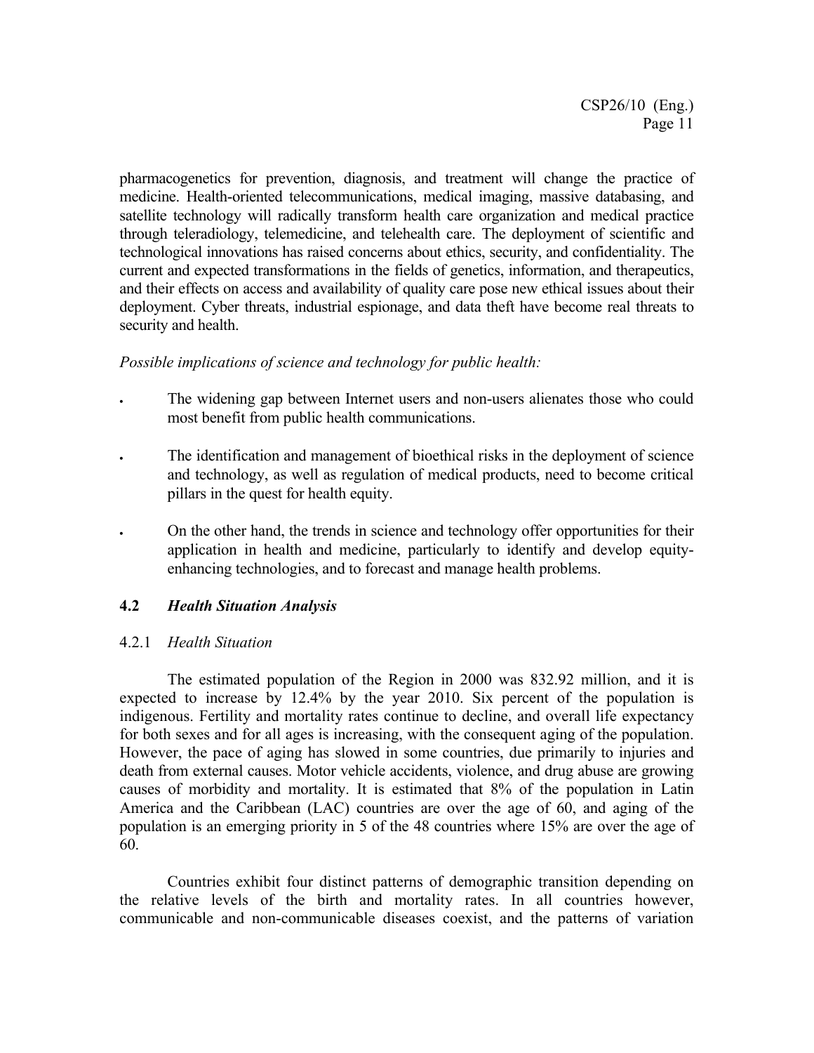pharmacogenetics for prevention, diagnosis, and treatment will change the practice of medicine. Health-oriented telecommunications, medical imaging, massive databasing, and satellite technology will radically transform health care organization and medical practice through teleradiology, telemedicine, and telehealth care. The deployment of scientific and technological innovations has raised concerns about ethics, security, and confidentiality. The current and expected transformations in the fields of genetics, information, and therapeutics, and their effects on access and availability of quality care pose new ethical issues about their deployment. Cyber threats, industrial espionage, and data theft have become real threats to security and health.

*Possible implications of science and technology for public health:*

- The widening gap between Internet users and non-users alienates those who could most benefit from public health communications.
- The identification and management of bioethical risks in the deployment of science and technology, as well as regulation of medical products, need to become critical pillars in the quest for health equity.
- On the other hand, the trends in science and technology offer opportunities for their application in health and medicine, particularly to identify and develop equity-enhancing technologies, and to forecast and manage health problems.

## 4.2 *Health Situation Analysis*

### 4.2.1 *Health Situation*

The estimated population of the Region in 2000 was 832.92 million, and it is expected to increase by 12.4% by the year 2010. Six percent of the population is indigenous. Fertility and mortality rates continue to decline, and overall life expectancy for both sexes and for all ages is increasing, with the consequent aging of the population. However, the pace of aging has slowed in some countries, due primarily to injuries and death from external causes. Motor vehicle accidents, violence, and drug abuse are growing causes of morbidity and mortality. It is estimated that 8% of the population in Latin America and the Caribbean (LAC) countries are over the age of 60, and aging of the population is an emerging priority in 5 of the 48 countries where 15% are over the age of 60.

Countries exhibit four distinct patterns of demographic transition depending on the relative levels of the birth and mortality rates. In all countries however, communicable and non-communicable diseases coexist, and the patterns of variation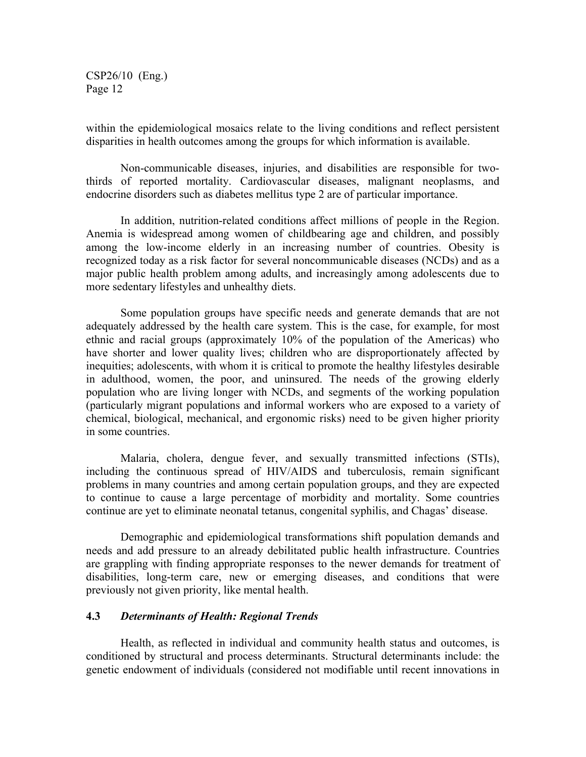within the epidemiological mosaics relate to the living conditions and reflect persistent disparities in health outcomes among the groups for which information is available.

Non-communicable diseases, injuries, and disabilities are responsible for two-thirds of reported mortality. Cardiovascular diseases, malignant neoplasms, and endocrine disorders such as diabetes mellitus type 2 are of particular importance.

In addition, nutrition-related conditions affect millions of people in the Region. Anemia is widespread among women of childbearing age and children, and possibly among the low-income elderly in an increasing number of countries. Obesity is recognized today as a risk factor for several noncommunicable diseases (NCDs) and as a major public health problem among adults, and increasingly among adolescents due to more sedentary lifestyles and unhealthy diets.

Some population groups have specific needs and generate demands that are not adequately addressed by the health care system. This is the case, for example, for most ethnic and racial groups (approximately 10% of the population of the Americas) who have shorter and lower quality lives; children who are disproportionately affected by inequities; adolescents, with whom it is critical to promote the healthy lifestyles desirable in adulthood, women, the poor, and uninsured. The needs of the growing elderly population who are living longer with NCDs, and segments of the working population (particularly migrant populations and informal workers who are exposed to a variety of chemical, biological, mechanical, and ergonomic risks) need to be given higher priority in some countries.

Malaria, cholera, dengue fever, and sexually transmitted infections (STIs), including the continuous spread of HIV/AIDS and tuberculosis, remain significant problems in many countries and among certain population groups, and they are expected to continue to cause a large percentage of morbidity and mortality. Some countries continue are yet to eliminate neonatal tetanus, congenital syphilis, and Chagas' disease.

Demographic and epidemiological transformations shift population demands and needs and add pressure to an already debilitated public health infrastructure. Countries are grappling with finding appropriate responses to the newer demands for treatment of disabilities, long-term care, new or emerging diseases, and conditions that were previously not given priority, like mental health.

### 4.3 *Determinants of Health: Regional Trends*

Health, as reflected in individual and community health status and outcomes, is conditioned by structural and process determinants. Structural determinants include: the genetic endowment of individuals (considered not modifiable until recent innovations in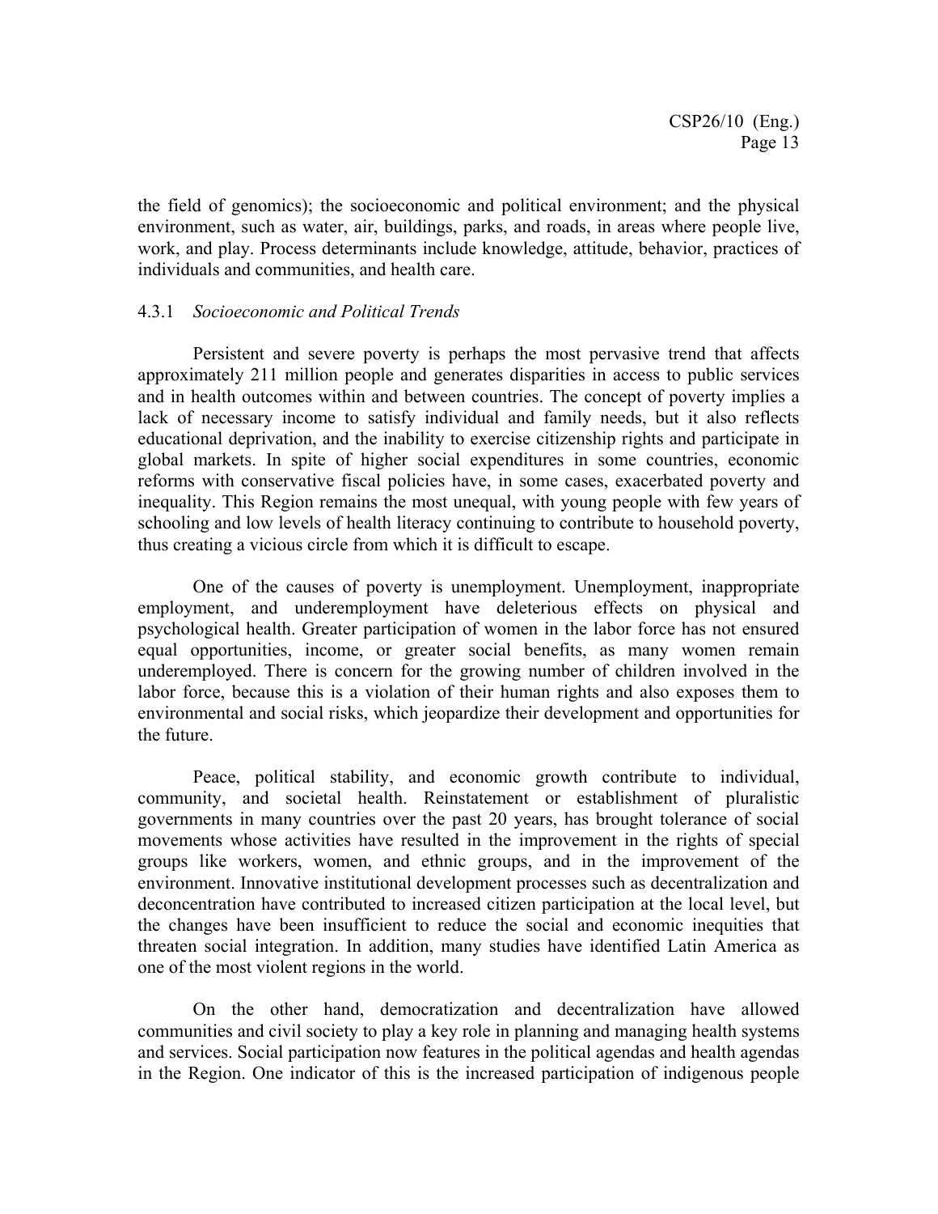the field of genomics); the socioeconomic and political environment; and the physical environment, such as water, air, buildings, parks, and roads, in areas where people live, work, and play. Process determinants include knowledge, attitude, behavior, practices of individuals and communities, and health care.

#### 4.3.1 *Socioeconomic and Political Trends*

Persistent and severe poverty is perhaps the most pervasive trend that affects approximately 211 million people and generates disparities in access to public services and in health outcomes within and between countries. The concept of poverty implies a lack of necessary income to satisfy individual and family needs, but it also reflects educational deprivation, and the inability to exercise citizenship rights and participate in global markets. In spite of higher social expenditures in some countries, economic reforms with conservative fiscal policies have, in some cases, exacerbated poverty and inequality. This Region remains the most unequal, with young people with few years of schooling and low levels of health literacy continuing to contribute to household poverty, thus creating a vicious circle from which it is difficult to escape.

One of the causes of poverty is unemployment. Unemployment, inappropriate employment, and underemployment have deleterious effects on physical and psychological health. Greater participation of women in the labor force has not ensured equal opportunities, income, or greater social benefits, as many women remain underemployed. There is concern for the growing number of children involved in the labor force, because this is a violation of their human rights and also exposes them to environmental and social risks, which jeopardize their development and opportunities for the future.

Peace, political stability, and economic growth contribute to individual, community, and societal health. Reinstatement or establishment of pluralistic governments in many countries over the past 20 years, has brought tolerance of social movements whose activities have resulted in the improvement in the rights of special groups like workers, women, and ethnic groups, and in the improvement of the environment. Innovative institutional development processes such as decentralization and deconcentration have contributed to increased citizen participation at the local level, but the changes have been insufficient to reduce the social and economic inequities that threaten social integration. In addition, many studies have identified Latin America as one of the most violent regions in the world.

On the other hand, democratization and decentralization have allowed communities and civil society to play a key role in planning and managing health systems and services. Social participation now features in the political agendas and health agendas in the Region. One indicator of this is the increased participation of indigenous people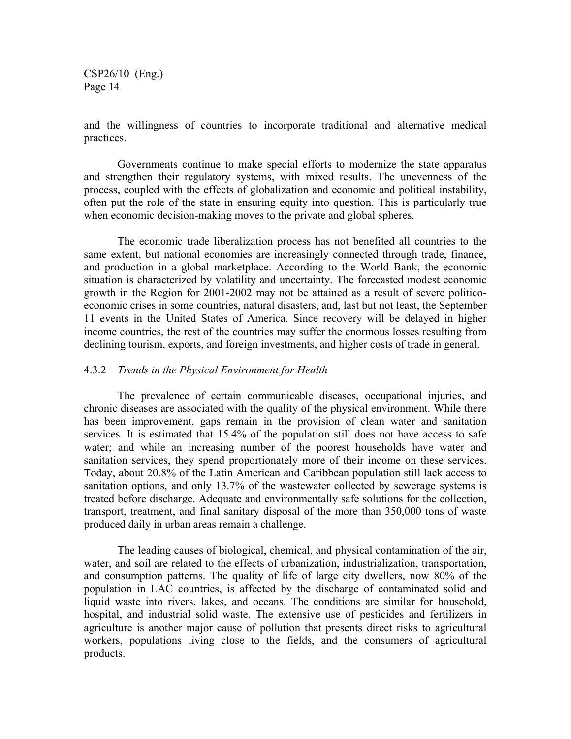and the willingness of countries to incorporate traditional and alternative medical practices.

Governments continue to make special efforts to modernize the state apparatus and strengthen their regulatory systems, with mixed results. The unevenness of the process, coupled with the effects of globalization and economic and political instability, often put the role of the state in ensuring equity into question. This is particularly true when economic decision-making moves to the private and global spheres.

The economic trade liberalization process has not benefited all countries to the same extent, but national economies are increasingly connected through trade, finance, and production in a global marketplace. According to the World Bank, the economic situation is characterized by volatility and uncertainty. The forecasted modest economic growth in the Region for 2001-2002 may not be attained as a result of severe politico-economic crises in some countries, natural disasters, and, last but not least, the September 11 events in the United States of America. Since recovery will be delayed in higher income countries, the rest of the countries may suffer the enormous losses resulting from declining tourism, exports, and foreign investments, and higher costs of trade in general.

### 4.3.2 *Trends in the Physical Environment for Health*

The prevalence of certain communicable diseases, occupational injuries, and chronic diseases are associated with the quality of the physical environment. While there has been improvement, gaps remain in the provision of clean water and sanitation services. It is estimated that 15.4% of the population still does not have access to safe water; and while an increasing number of the poorest households have water and sanitation services, they spend proportionately more of their income on these services. Today, about 20.8% of the Latin American and Caribbean population still lack access to sanitation options, and only 13.7% of the wastewater collected by sewerage systems is treated before discharge. Adequate and environmentally safe solutions for the collection, transport, treatment, and final sanitary disposal of the more than 350,000 tons of waste produced daily in urban areas remain a challenge.

The leading causes of biological, chemical, and physical contamination of the air, water, and soil are related to the effects of urbanization, industrialization, transportation, and consumption patterns. The quality of life of large city dwellers, now 80% of the population in LAC countries, is affected by the discharge of contaminated solid and liquid waste into rivers, lakes, and oceans. The conditions are similar for household, hospital, and industrial solid waste. The extensive use of pesticides and fertilizers in agriculture is another major cause of pollution that presents direct risks to agricultural workers, populations living close to the fields, and the consumers of agricultural products.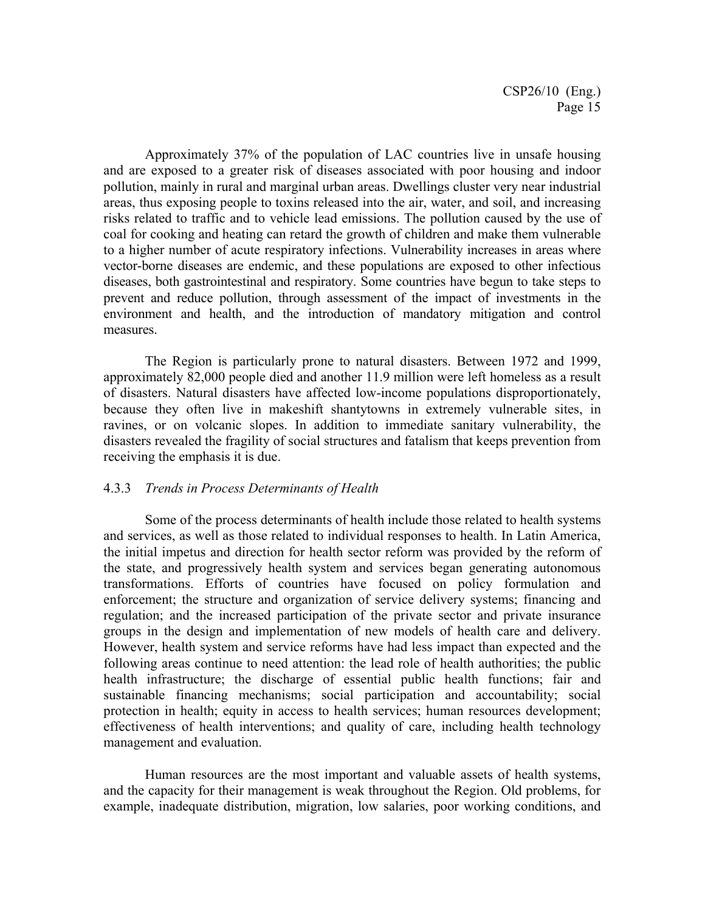Approximately 37% of the population of LAC countries live in unsafe housing and are exposed to a greater risk of diseases associated with poor housing and indoor pollution, mainly in rural and marginal urban areas. Dwellings cluster very near industrial areas, thus exposing people to toxins released into the air, water, and soil, and increasing risks related to traffic and to vehicle lead emissions. The pollution caused by the use of coal for cooking and heating can retard the growth of children and make them vulnerable to a higher number of acute respiratory infections. Vulnerability increases in areas where vector-borne diseases are endemic, and these populations are exposed to other infectious diseases, both gastrointestinal and respiratory. Some countries have begun to take steps to prevent and reduce pollution, through assessment of the impact of investments in the environment and health, and the introduction of mandatory mitigation and control measures.

The Region is particularly prone to natural disasters. Between 1972 and 1999, approximately 82,000 people died and another 11.9 million were left homeless as a result of disasters. Natural disasters have affected low-income populations disproportionately, because they often live in makeshift shantytowns in extremely vulnerable sites, in ravines, or on volcanic slopes. In addition to immediate sanitary vulnerability, the disasters revealed the fragility of social structures and fatalism that keeps prevention from receiving the emphasis it is due.

### 4.3.3 *Trends in Process Determinants of Health*

Some of the process determinants of health include those related to health systems and services, as well as those related to individual responses to health. In Latin America, the initial impetus and direction for health sector reform was provided by the reform of the state, and progressively health system and services began generating autonomous transformations. Efforts of countries have focused on policy formulation and enforcement; the structure and organization of service delivery systems; financing and regulation; and the increased participation of the private sector and private insurance groups in the design and implementation of new models of health care and delivery. However, health system and service reforms have had less impact than expected and the following areas continue to need attention: the lead role of health authorities; the public health infrastructure; the discharge of essential public health functions; fair and sustainable financing mechanisms; social participation and accountability; social protection in health; equity in access to health services; human resources development; effectiveness of health interventions; and quality of care, including health technology management and evaluation.

Human resources are the most important and valuable assets of health systems, and the capacity for their management is weak throughout the Region. Old problems, for example, inadequate distribution, migration, low salaries, poor working conditions, and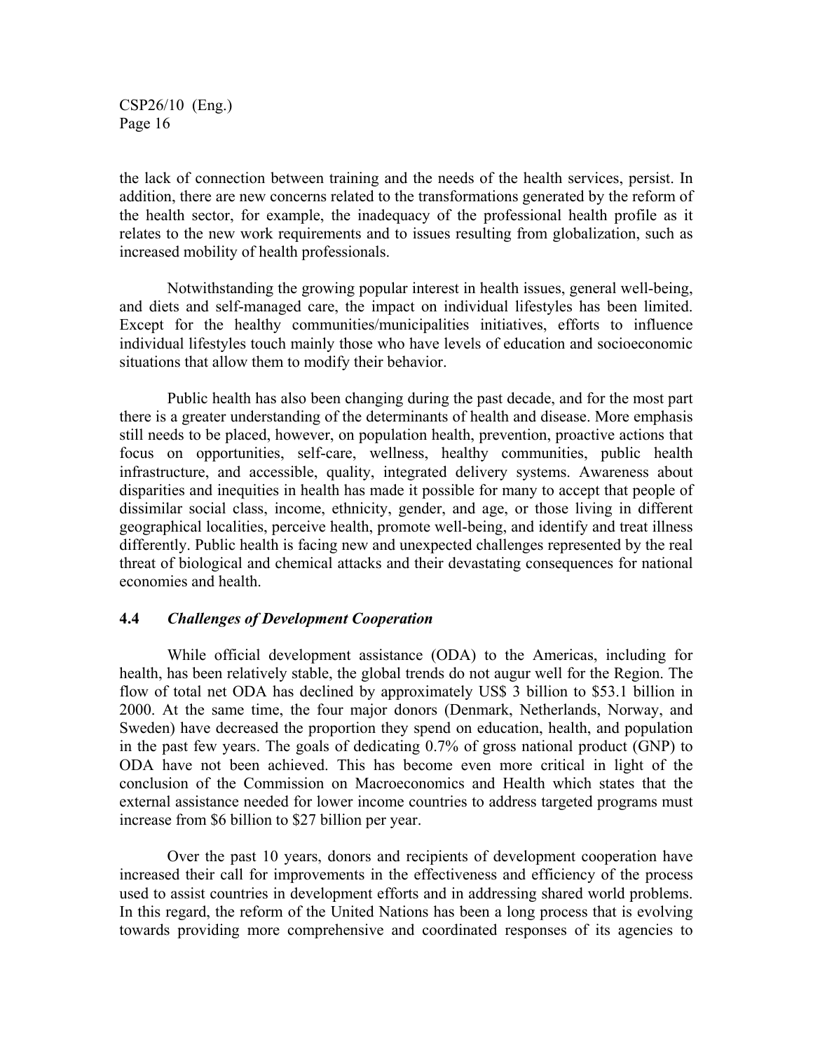the lack of connection between training and the needs of the health services, persist. In addition, there are new concerns related to the transformations generated by the reform of the health sector, for example, the inadequacy of the professional health profile as it relates to the new work requirements and to issues resulting from globalization, such as increased mobility of health professionals.

Notwithstanding the growing popular interest in health issues, general well-being, and diets and self-managed care, the impact on individual lifestyles has been limited. Except for the healthy communities/municipalities initiatives, efforts to influence individual lifestyles touch mainly those who have levels of education and socioeconomic situations that allow them to modify their behavior.

Public health has also been changing during the past decade, and for the most part there is a greater understanding of the determinants of health and disease. More emphasis still needs to be placed, however, on population health, prevention, proactive actions that focus on opportunities, self-care, wellness, healthy communities, public health infrastructure, and accessible, quality, integrated delivery systems. Awareness about disparities and inequities in health has made it possible for many to accept that people of dissimilar social class, income, ethnicity, gender, and age, or those living in different geographical localities, perceive health, promote well-being, and identify and treat illness differently. Public health is facing new and unexpected challenges represented by the real threat of biological and chemical attacks and their devastating consequences for national economies and health.

### 4.4 *Challenges of Development Cooperation*

While official development assistance (ODA) to the Americas, including for health, has been relatively stable, the global trends do not augur well for the Region. The flow of total net ODA has declined by approximately US$ 3 billion to $53.1 billion in 2000. At the same time, the four major donors (Denmark, Netherlands, Norway, and Sweden) have decreased the proportion they spend on education, health, and population in the past few years. The goals of dedicating 0.7% of gross national product (GNP) to ODA have not been achieved. This has become even more critical in light of the conclusion of the Commission on Macroeconomics and Health which states that the external assistance needed for lower income countries to address targeted programs must increase from $6 billion to $27 billion per year.

Over the past 10 years, donors and recipients of development cooperation have increased their call for improvements in the effectiveness and efficiency of the process used to assist countries in development efforts and in addressing shared world problems. In this regard, the reform of the United Nations has been a long process that is evolving towards providing more comprehensive and coordinated responses of its agencies to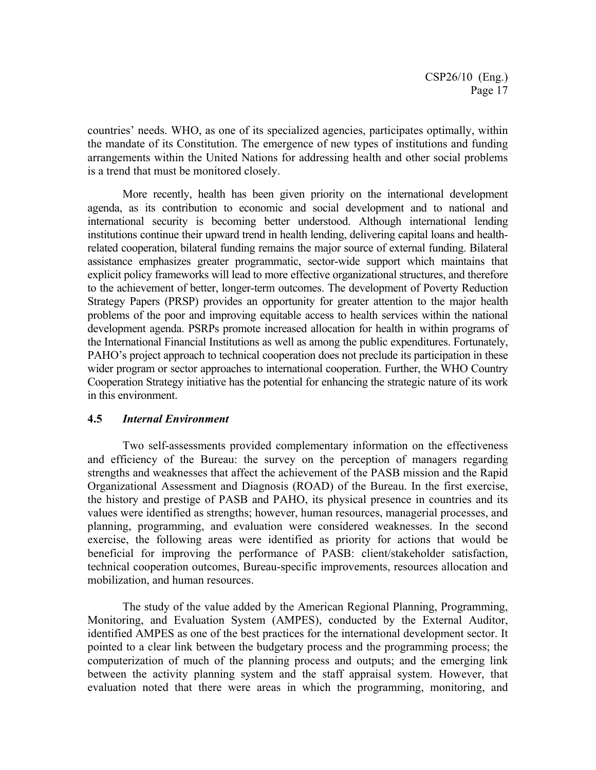countries' needs. WHO, as one of its specialized agencies, participates optimally, within the mandate of its Constitution. The emergence of new types of institutions and funding arrangements within the United Nations for addressing health and other social problems is a trend that must be monitored closely.

More recently, health has been given priority on the international development agenda, as its contribution to economic and social development and to national and international security is becoming better understood. Although international lending institutions continue their upward trend in health lending, delivering capital loans and health-related cooperation, bilateral funding remains the major source of external funding. Bilateral assistance emphasizes greater programmatic, sector-wide support which maintains that explicit policy frameworks will lead to more effective organizational structures, and therefore to the achievement of better, longer-term outcomes. The development of Poverty Reduction Strategy Papers (PRSP) provides an opportunity for greater attention to the major health problems of the poor and improving equitable access to health services within the national development agenda. PSRPs promote increased allocation for health in within programs of the International Financial Institutions as well as among the public expenditures. Fortunately, PAHO's project approach to technical cooperation does not preclude its participation in these wider program or sector approaches to international cooperation. Further, the WHO Country Cooperation Strategy initiative has the potential for enhancing the strategic nature of its work in this environment.

### 4.5 *Internal Environment*

Two self-assessments provided complementary information on the effectiveness and efficiency of the Bureau: the survey on the perception of managers regarding strengths and weaknesses that affect the achievement of the PASB mission and the Rapid Organizational Assessment and Diagnosis (ROAD) of the Bureau. In the first exercise, the history and prestige of PASB and PAHO, its physical presence in countries and its values were identified as strengths; however, human resources, managerial processes, and planning, programming, and evaluation were considered weaknesses. In the second exercise, the following areas were identified as priority for actions that would be beneficial for improving the performance of PASB: client/stakeholder satisfaction, technical cooperation outcomes, Bureau-specific improvements, resources allocation and mobilization, and human resources.

The study of the value added by the American Regional Planning, Programming, Monitoring, and Evaluation System (AMPES), conducted by the External Auditor, identified AMPES as one of the best practices for the international development sector. It pointed to a clear link between the budgetary process and the programming process; the computerization of much of the planning process and outputs; and the emerging link between the activity planning system and the staff appraisal system. However, that evaluation noted that there were areas in which the programming, monitoring, and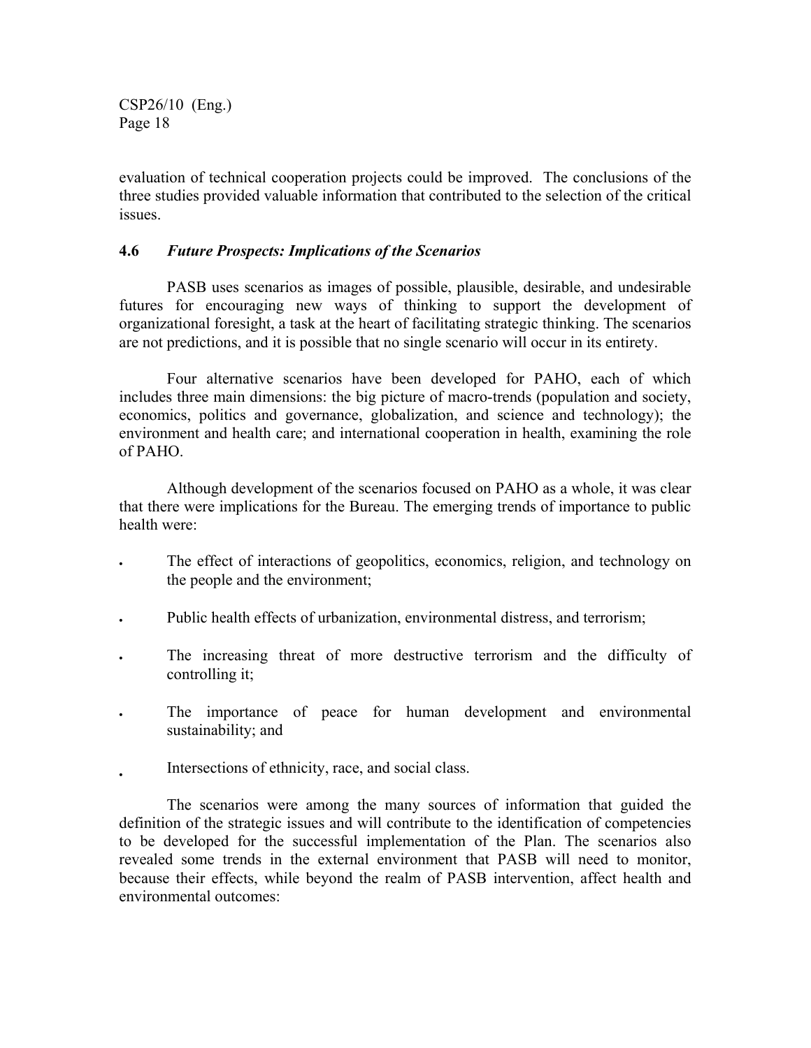evaluation of technical cooperation projects could be improved. The conclusions of the three studies provided valuable information that contributed to the selection of the critical issues.

### 4.6 *Future Prospects: Implications of the Scenarios*

PASB uses scenarios as images of possible, plausible, desirable, and undesirable futures for encouraging new ways of thinking to support the development of organizational foresight, a task at the heart of facilitating strategic thinking. The scenarios are not predictions, and it is possible that no single scenario will occur in its entirety.

Four alternative scenarios have been developed for PAHO, each of which includes three main dimensions: the big picture of macro-trends (population and society, economics, politics and governance, globalization, and science and technology); the environment and health care; and international cooperation in health, examining the role of PAHO.

Although development of the scenarios focused on PAHO as a whole, it was clear that there were implications for the Bureau. The emerging trends of importance to public health were:

- The effect of interactions of geopolitics, economics, religion, and technology on the people and the environment;
- Public health effects of urbanization, environmental distress, and terrorism;
- The increasing threat of more destructive terrorism and the difficulty of controlling it;
- The importance of peace for human development and environmental sustainability; and
- Intersections of ethnicity, race, and social class.

The scenarios were among the many sources of information that guided the definition of the strategic issues and will contribute to the identification of competencies to be developed for the successful implementation of the Plan. The scenarios also revealed some trends in the external environment that PASB will need to monitor, because their effects, while beyond the realm of PASB intervention, affect health and environmental outcomes: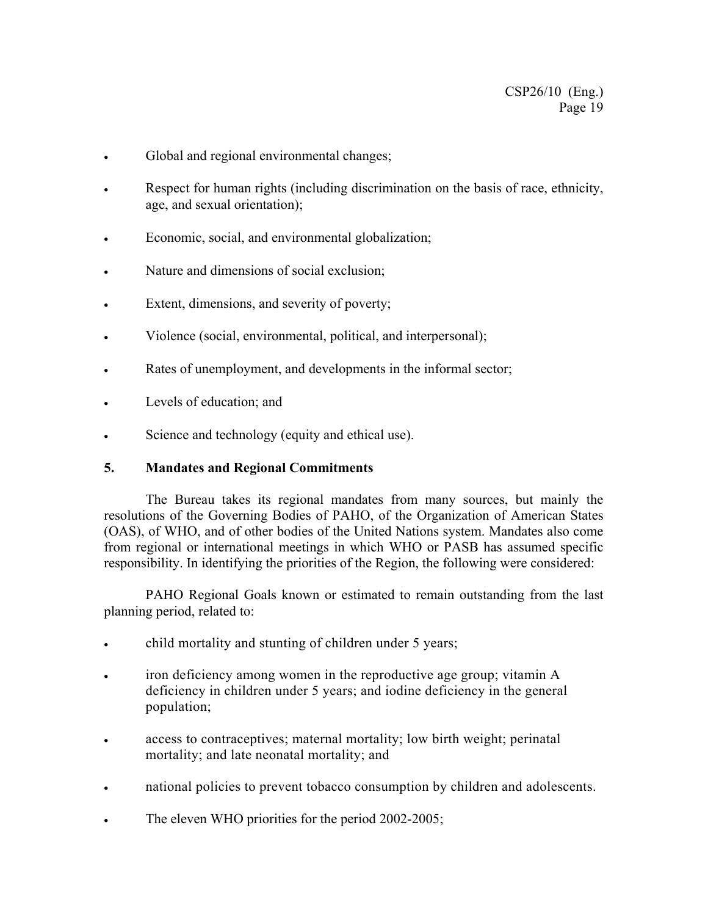- Global and regional environmental changes;
- Respect for human rights (including discrimination on the basis of race, ethnicity, age, and sexual orientation);
- Economic, social, and environmental globalization;
- Nature and dimensions of social exclusion;
- Extent, dimensions, and severity of poverty;
- Violence (social, environmental, political, and interpersonal);
- Rates of unemployment, and developments in the informal sector;
- Levels of education; and
- Science and technology (equity and ethical use).

## 5. Mandates and Regional Commitments

The Bureau takes its regional mandates from many sources, but mainly the resolutions of the Governing Bodies of PAHO, of the Organization of American States (OAS), of WHO, and of other bodies of the United Nations system. Mandates also come from regional or international meetings in which WHO or PASB has assumed specific responsibility. In identifying the priorities of the Region, the following were considered:

PAHO Regional Goals known or estimated to remain outstanding from the last planning period, related to:

- child mortality and stunting of children under 5 years;
- iron deficiency among women in the reproductive age group; vitamin A deficiency in children under 5 years; and iodine deficiency in the general population;
- access to contraceptives; maternal mortality; low birth weight; perinatal mortality; and late neonatal mortality; and
- national policies to prevent tobacco consumption by children and adolescents.
- The eleven WHO priorities for the period 2002-2005;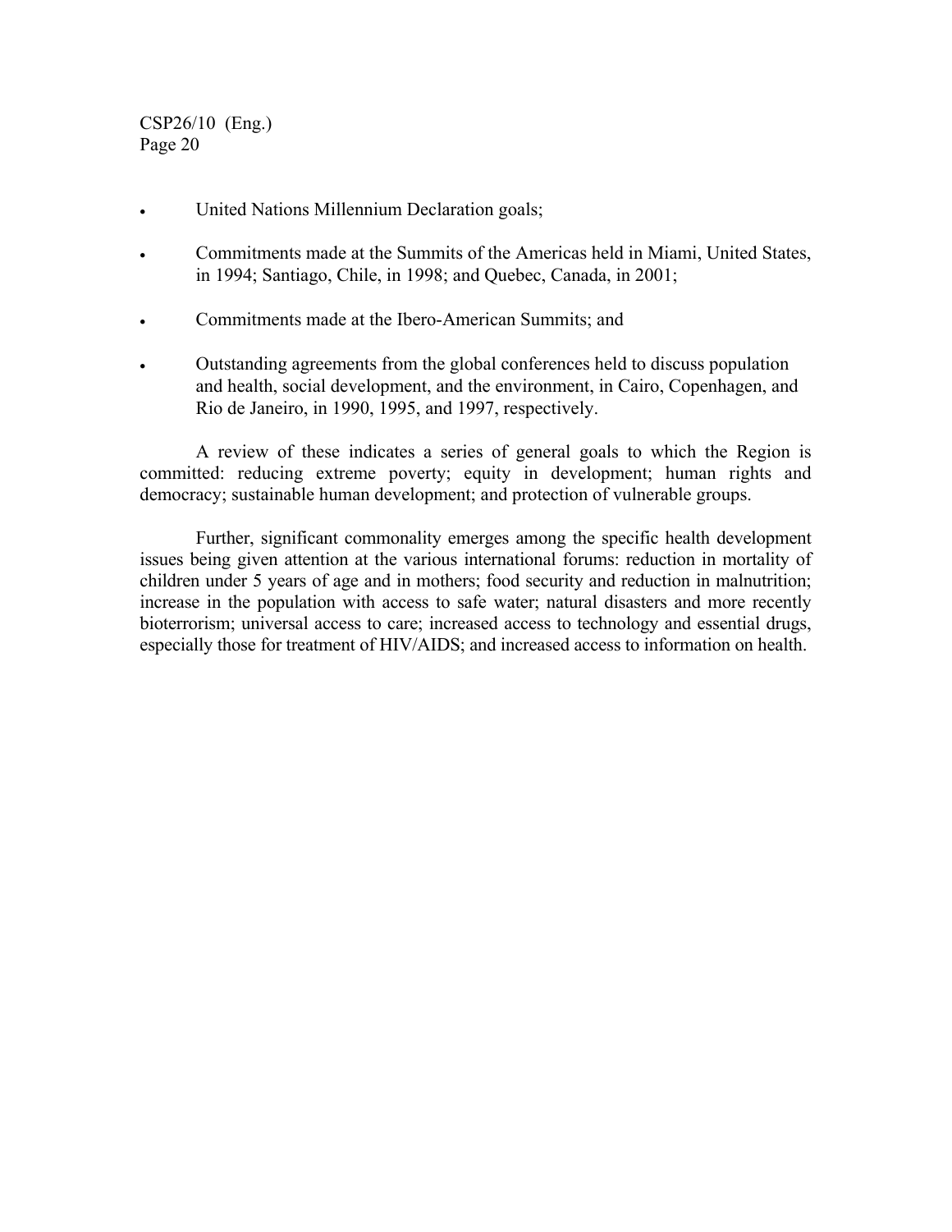- United Nations Millennium Declaration goals;
- Commitments made at the Summits of the Americas held in Miami, United States, in 1994; Santiago, Chile, in 1998; and Quebec, Canada, in 2001;
- Commitments made at the Ibero-American Summits; and
- Outstanding agreements from the global conferences held to discuss population and health, social development, and the environment, in Cairo, Copenhagen, and Rio de Janeiro, in 1990, 1995, and 1997, respectively.

A review of these indicates a series of general goals to which the Region is committed: reducing extreme poverty; equity in development; human rights and democracy; sustainable human development; and protection of vulnerable groups.

Further, significant commonality emerges among the specific health development issues being given attention at the various international forums: reduction in mortality of children under 5 years of age and in mothers; food security and reduction in malnutrition; increase in the population with access to safe water; natural disasters and more recently bioterrorism; universal access to care; increased access to technology and essential drugs, especially those for treatment of HIV/AIDS; and increased access to information on health.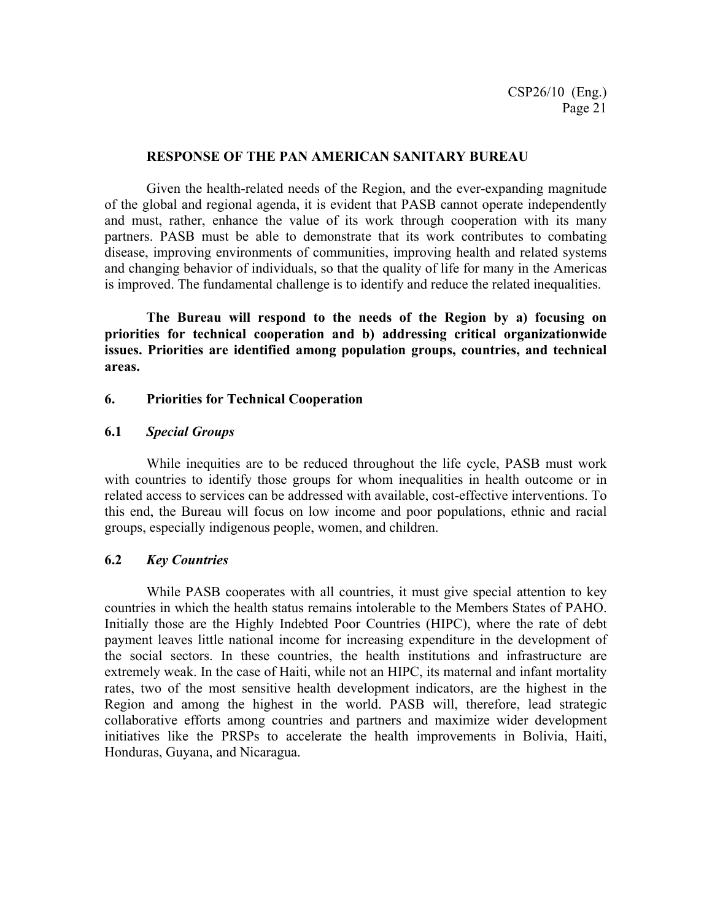## RESPONSE OF THE PAN AMERICAN SANITARY BUREAU

Given the health-related needs of the Region, and the ever-expanding magnitude of the global and regional agenda, it is evident that PASB cannot operate independently and must, rather, enhance the value of its work through cooperation with its many partners. PASB must be able to demonstrate that its work contributes to combating disease, improving environments of communities, improving health and related systems and changing behavior of individuals, so that the quality of life for many in the Americas is improved. The fundamental challenge is to identify and reduce the related inequalities.

**The Bureau will respond to the needs of the Region by a) focusing on priorities for technical cooperation and b) addressing critical organizationwide issues. Priorities are identified among population groups, countries, and technical areas.**

### 6. Priorities for Technical Cooperation

#### 6.1 *Special Groups*

While inequities are to be reduced throughout the life cycle, PASB must work with countries to identify those groups for whom inequalities in health outcome or in related access to services can be addressed with available, cost-effective interventions. To this end, the Bureau will focus on low income and poor populations, ethnic and racial groups, especially indigenous people, women, and children.

#### 6.2 *Key Countries*

While PASB cooperates with all countries, it must give special attention to key countries in which the health status remains intolerable to the Members States of PAHO. Initially those are the Highly Indebted Poor Countries (HIPC), where the rate of debt payment leaves little national income for increasing expenditure in the development of the social sectors. In these countries, the health institutions and infrastructure are extremely weak. In the case of Haiti, while not an HIPC, its maternal and infant mortality rates, two of the most sensitive health development indicators, are the highest in the Region and among the highest in the world. PASB will, therefore, lead strategic collaborative efforts among countries and partners and maximize wider development initiatives like the PRSPs to accelerate the health improvements in Bolivia, Haiti, Honduras, Guyana, and Nicaragua.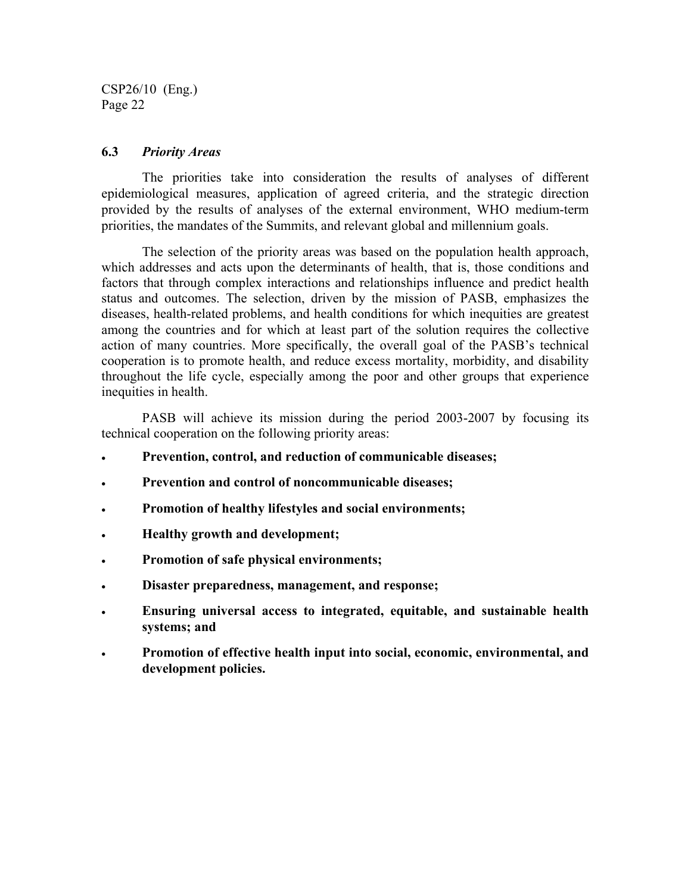### 6.3 *Priority Areas*

The priorities take into consideration the results of analyses of different epidemiological measures, application of agreed criteria, and the strategic direction provided by the results of analyses of the external environment, WHO medium-term priorities, the mandates of the Summits, and relevant global and millennium goals.

The selection of the priority areas was based on the population health approach, which addresses and acts upon the determinants of health, that is, those conditions and factors that through complex interactions and relationships influence and predict health status and outcomes. The selection, driven by the mission of PASB, emphasizes the diseases, health-related problems, and health conditions for which inequities are greatest among the countries and for which at least part of the solution requires the collective action of many countries. More specifically, the overall goal of the PASB's technical cooperation is to promote health, and reduce excess mortality, morbidity, and disability throughout the life cycle, especially among the poor and other groups that experience inequities in health.

PASB will achieve its mission during the period 2003-2007 by focusing its technical cooperation on the following priority areas:

- **Prevention, control, and reduction of communicable diseases;**
- **Prevention and control of noncommunicable diseases;**
- **Promotion of healthy lifestyles and social environments;**
- **Healthy growth and development;**
- **Promotion of safe physical environments;**
- **Disaster preparedness, management, and response;**
- **Ensuring universal access to integrated, equitable, and sustainable health systems; and**
- **Promotion of effective health input into social, economic, environmental, and development policies.**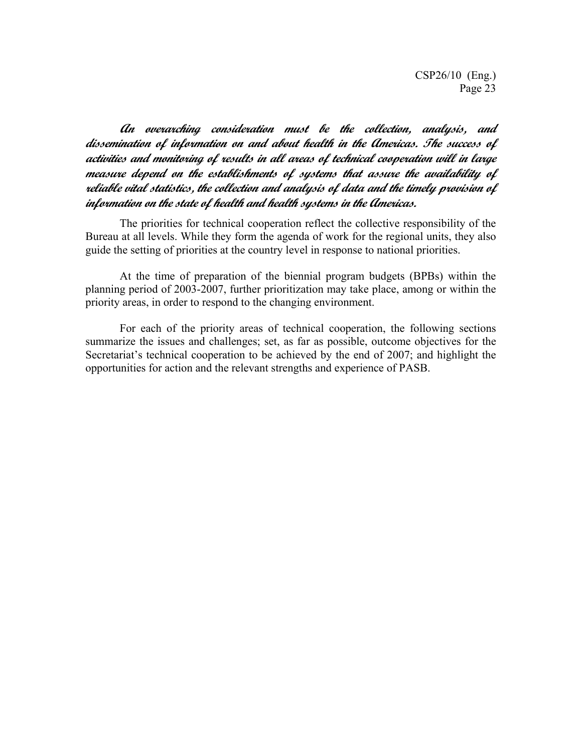***An overarching consideration must be the collection, analysis, and dissemination of information on and about health in the Americas. The success of activities and monitoring of results in all areas of technical cooperation will in large measure depend on the establishments of systems that assure the availability of reliable vital statistics, the collection and analysis of data and the timely provision of information on the state of health and health systems in the Americas.***

The priorities for technical cooperation reflect the collective responsibility of the Bureau at all levels. While they form the agenda of work for the regional units, they also guide the setting of priorities at the country level in response to national priorities.

At the time of preparation of the biennial program budgets (BPBs) within the planning period of 2003-2007, further prioritization may take place, among or within the priority areas, in order to respond to the changing environment.

For each of the priority areas of technical cooperation, the following sections summarize the issues and challenges; set, as far as possible, outcome objectives for the Secretariat's technical cooperation to be achieved by the end of 2007; and highlight the opportunities for action and the relevant strengths and experience of PASB.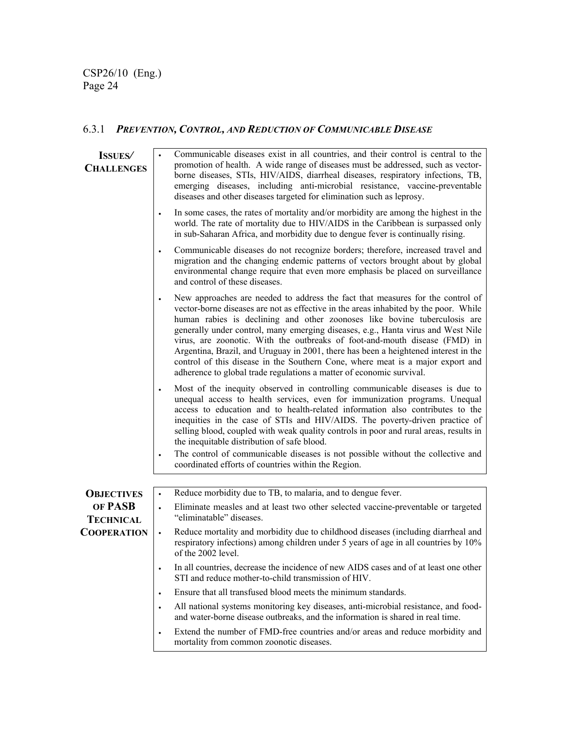### 6.3.1 *PREVENTION, CONTROL, AND REDUCTION OF COMMUNICABLE DISEASE*

| | |
|---|---|
| **ISSUES/ CHALLENGES** | • Communicable diseases exist in all countries, and their control is central to the promotion of health. A wide range of diseases must be addressed, such as vector-borne diseases, STIs, HIV/AIDS, diarrheal diseases, respiratory infections, TB, emerging diseases, including anti-microbial resistance, vaccine-preventable diseases and other diseases targeted for elimination such as leprosy.<br>• In some cases, the rates of mortality and/or morbidity are among the highest in the world. The rate of mortality due to HIV/AIDS in the Caribbean is surpassed only in sub-Saharan Africa, and morbidity due to dengue fever is continually rising.<br>• Communicable diseases do not recognize borders; therefore, increased travel and migration and the changing endemic patterns of vectors brought about by global environmental change require that even more emphasis be placed on surveillance and control of these diseases.<br>• New approaches are needed to address the fact that measures for the control of vector-borne diseases are not as effective in the areas inhabited by the poor. While human rabies is declining and other zoonoses like bovine tuberculosis are generally under control, many emerging diseases, e.g., Hanta virus and West Nile virus, are zoonotic. With the outbreaks of foot-and-mouth disease (FMD) in Argentina, Brazil, and Uruguay in 2001, there has been a heightened interest in the control of this disease in the Southern Cone, where meat is a major export and adherence to global trade regulations a matter of economic survival.<br>• Most of the inequity observed in controlling communicable diseases is due to unequal access to health services, even for immunization programs. Unequal access to education and to health-related information also contributes to the inequities in the case of STIs and HIV/AIDS. The poverty-driven practice of selling blood, coupled with weak quality controls in poor and rural areas, results in the inequitable distribution of safe blood.<br>• The control of communicable diseases is not possible without the collective and coordinated efforts of countries within the Region. |
| **OBJECTIVES OF PASB TECHNICAL COOPERATION** | • Reduce morbidity due to TB, to malaria, and to dengue fever.<br>• Eliminate measles and at least two other selected vaccine-preventable or targeted "eliminatable" diseases.<br>• Reduce mortality and morbidity due to childhood diseases (including diarrheal and respiratory infections) among children under 5 years of age in all countries by 10% of the 2002 level.<br>• In all countries, decrease the incidence of new AIDS cases and of at least one other STI and reduce mother-to-child transmission of HIV.<br>• Ensure that all transfused blood meets the minimum standards.<br>• All national systems monitoring key diseases, anti-microbial resistance, and food- and water-borne disease outbreaks, and the information is shared in real time.<br>• Extend the number of FMD-free countries and/or areas and reduce morbidity and mortality from common zoonotic diseases. |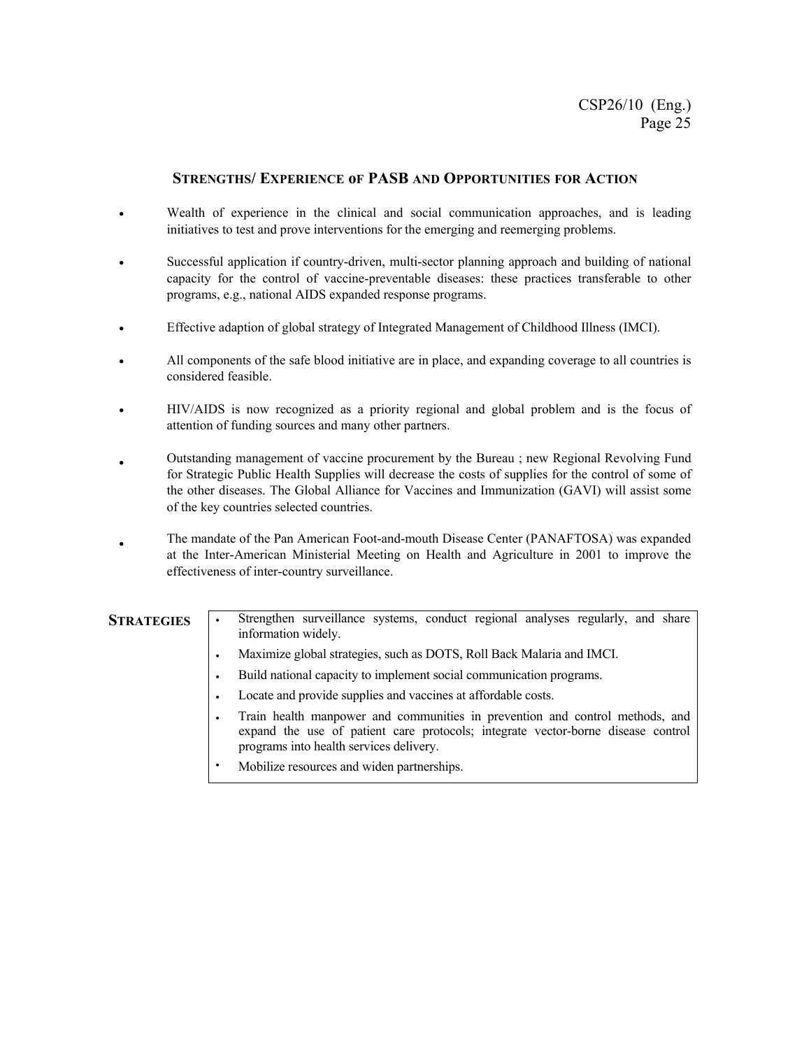### STRENGTHS/ EXPERIENCE OF PASB AND OPPORTUNITIES FOR ACTION

- Wealth of experience in the clinical and social communication approaches, and is leading initiatives to test and prove interventions for the emerging and reemerging problems.
- Successful application if country-driven, multi-sector planning approach and building of national capacity for the control of vaccine-preventable diseases: these practices transferable to other programs, e.g., national AIDS expanded response programs.
- Effective adaption of global strategy of Integrated Management of Childhood Illness (IMCI).
- All components of the safe blood initiative are in place, and expanding coverage to all countries is considered feasible.
- HIV/AIDS is now recognized as a priority regional and global problem and is the focus of attention of funding sources and many other partners.
- Outstanding management of vaccine procurement by the Bureau ; new Regional Revolving Fund for Strategic Public Health Supplies will decrease the costs of supplies for the control of some of the other diseases. The Global Alliance for Vaccines and Immunization (GAVI) will assist some of the key countries selected countries.
- The mandate of the Pan American Foot-and-mouth Disease Center (PANAFTOSA) was expanded at the Inter-American Ministerial Meeting on Health and Agriculture in 2001 to improve the effectiveness of inter-country surveillance.

**STRATEGIES**

- Strengthen surveillance systems, conduct regional analyses regularly, and share information widely.
- Maximize global strategies, such as DOTS, Roll Back Malaria and IMCI.
- Build national capacity to implement social communication programs.
- Locate and provide supplies and vaccines at affordable costs.
- Train health manpower and communities in prevention and control methods, and expand the use of patient care protocols; integrate vector-borne disease control programs into health services delivery.
- Mobilize resources and widen partnerships.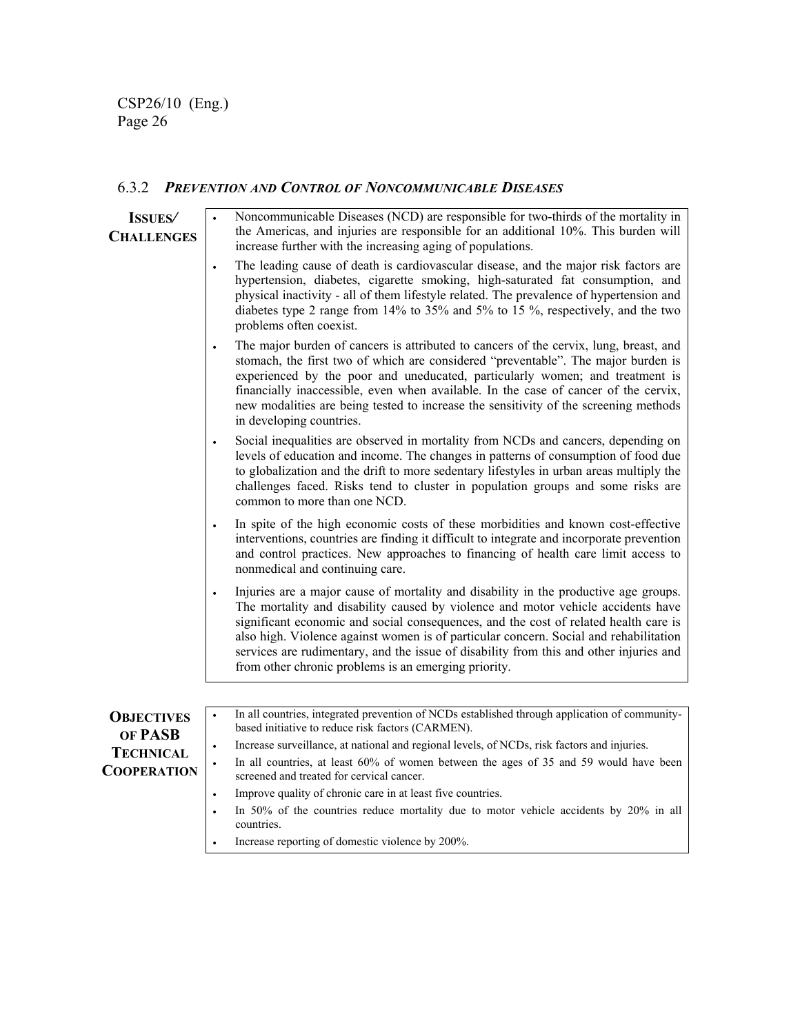### 6.3.2 *PREVENTION AND CONTROL OF NONCOMMUNICABLE DISEASES*

**ISSUES/ CHALLENGES**

- Noncommunicable Diseases (NCD) are responsible for two-thirds of the mortality in the Americas, and injuries are responsible for an additional 10%. This burden will increase further with the increasing aging of populations.
- The leading cause of death is cardiovascular disease, and the major risk factors are hypertension, diabetes, cigarette smoking, high-saturated fat consumption, and physical inactivity - all of them lifestyle related. The prevalence of hypertension and diabetes type 2 range from 14% to 35% and 5% to 15 %, respectively, and the two problems often coexist.
- The major burden of cancers is attributed to cancers of the cervix, lung, breast, and stomach, the first two of which are considered "preventable". The major burden is experienced by the poor and uneducated, particularly women; and treatment is financially inaccessible, even when available. In the case of cancer of the cervix, new modalities are being tested to increase the sensitivity of the screening methods in developing countries.
- Social inequalities are observed in mortality from NCDs and cancers, depending on levels of education and income. The changes in patterns of consumption of food due to globalization and the drift to more sedentary lifestyles in urban areas multiply the challenges faced. Risks tend to cluster in population groups and some risks are common to more than one NCD.
- In spite of the high economic costs of these morbidities and known cost-effective interventions, countries are finding it difficult to integrate and incorporate prevention and control practices. New approaches to financing of health care limit access to nonmedical and continuing care.
- Injuries are a major cause of mortality and disability in the productive age groups. The mortality and disability caused by violence and motor vehicle accidents have significant economic and social consequences, and the cost of related health care is also high. Violence against women is of particular concern. Social and rehabilitation services are rudimentary, and the issue of disability from this and other injuries and from other chronic problems is an emerging priority.

**OBJECTIVES OF PASB TECHNICAL COOPERATION**

- In all countries, integrated prevention of NCDs established through application of community-based initiative to reduce risk factors (CARMEN).
- Increase surveillance, at national and regional levels, of NCDs, risk factors and injuries.
- In all countries, at least 60% of women between the ages of 35 and 59 would have been screened and treated for cervical cancer.
- Improve quality of chronic care in at least five countries.
- In 50% of the countries reduce mortality due to motor vehicle accidents by 20% in all countries.
- Increase reporting of domestic violence by 200%.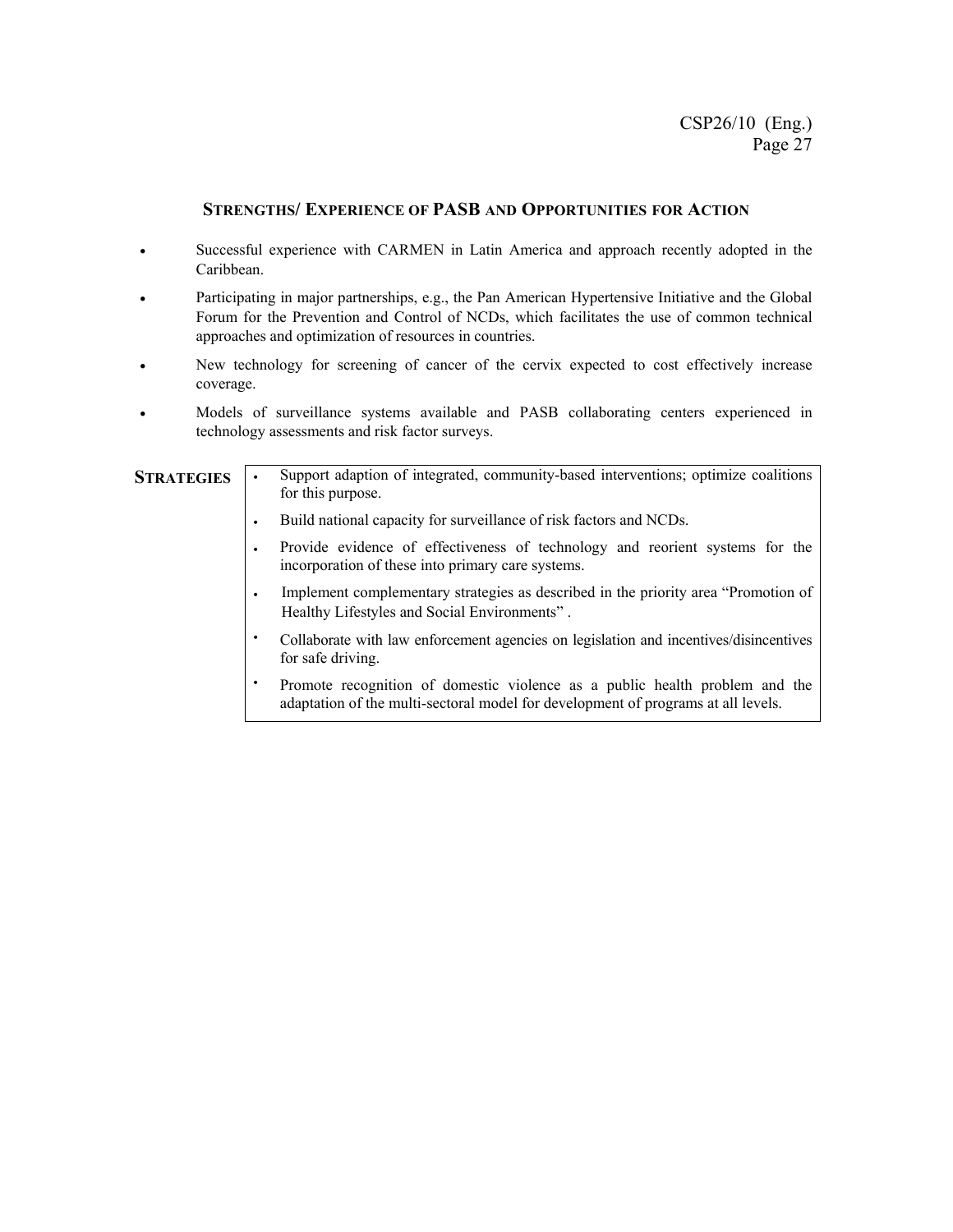### STRENGTHS/ EXPERIENCE OF PASB AND OPPORTUNITIES FOR ACTION

- Successful experience with CARMEN in Latin America and approach recently adopted in the Caribbean.
- Participating in major partnerships, e.g., the Pan American Hypertensive Initiative and the Global Forum for the Prevention and Control of NCDs, which facilitates the use of common technical approaches and optimization of resources in countries.
- New technology for screening of cancer of the cervix expected to cost effectively increase coverage.
- Models of surveillance systems available and PASB collaborating centers experienced in technology assessments and risk factor surveys.

**STRATEGIES**

- Support adaption of integrated, community-based interventions; optimize coalitions for this purpose.
- Build national capacity for surveillance of risk factors and NCDs.
- Provide evidence of effectiveness of technology and reorient systems for the incorporation of these into primary care systems.
- Implement complementary strategies as described in the priority area "Promotion of Healthy Lifestyles and Social Environments" .
- Collaborate with law enforcement agencies on legislation and incentives/disincentives for safe driving.
- Promote recognition of domestic violence as a public health problem and the adaptation of the multi-sectoral model for development of programs at all levels.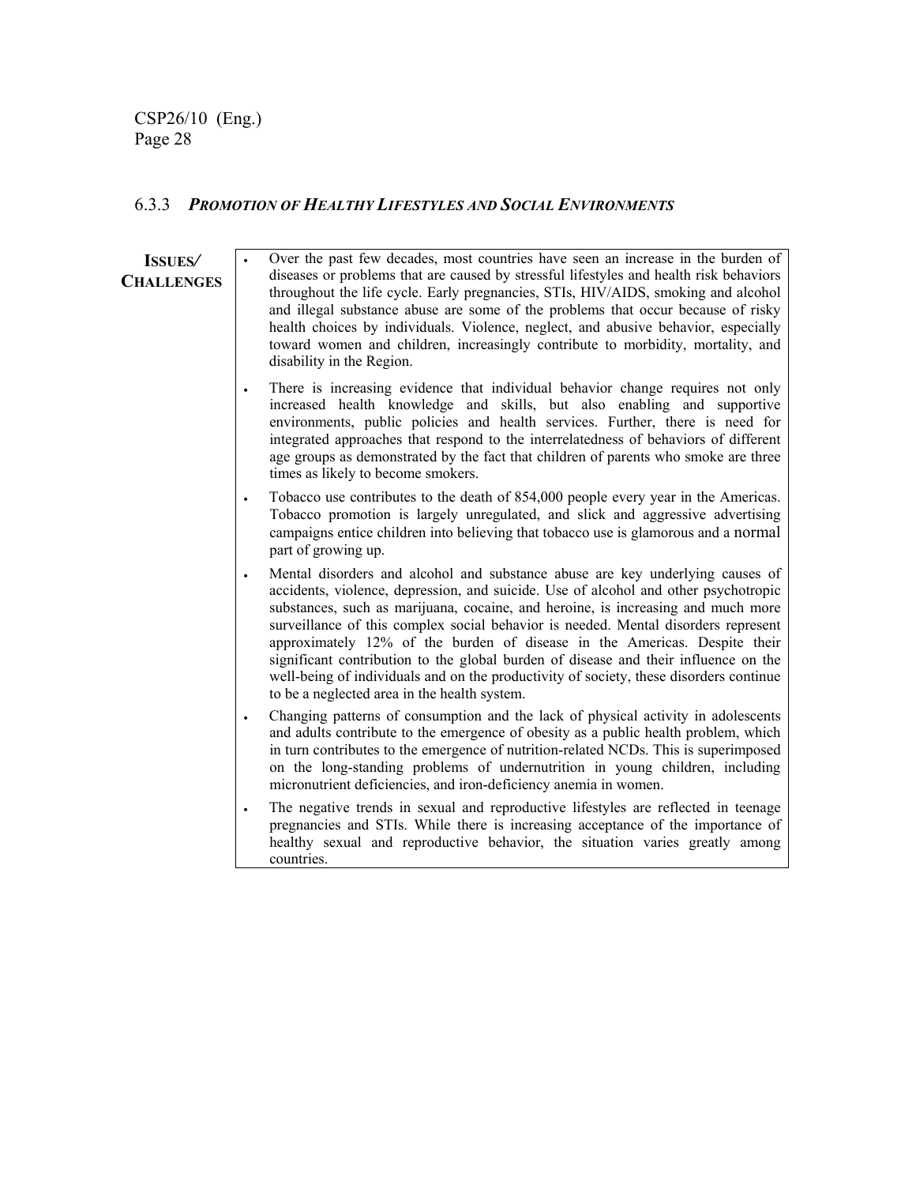### 6.3.3 *PROMOTION OF HEALTHY LIFESTYLES AND SOCIAL ENVIRONMENTS*

**ISSUES/ CHALLENGES**

- Over the past few decades, most countries have seen an increase in the burden of diseases or problems that are caused by stressful lifestyles and health risk behaviors throughout the life cycle. Early pregnancies, STIs, HIV/AIDS, smoking and alcohol and illegal substance abuse are some of the problems that occur because of risky health choices by individuals. Violence, neglect, and abusive behavior, especially toward women and children, increasingly contribute to morbidity, mortality, and disability in the Region.
- There is increasing evidence that individual behavior change requires not only increased health knowledge and skills, but also enabling and supportive environments, public policies and health services. Further, there is need for integrated approaches that respond to the interrelatedness of behaviors of different age groups as demonstrated by the fact that children of parents who smoke are three times as likely to become smokers.
- Tobacco use contributes to the death of 854,000 people every year in the Americas. Tobacco promotion is largely unregulated, and slick and aggressive advertising campaigns entice children into believing that tobacco use is glamorous and a normal part of growing up.
- Mental disorders and alcohol and substance abuse are key underlying causes of accidents, violence, depression, and suicide. Use of alcohol and other psychotropic substances, such as marijuana, cocaine, and heroine, is increasing and much more surveillance of this complex social behavior is needed. Mental disorders represent approximately 12% of the burden of disease in the Americas. Despite their significant contribution to the global burden of disease and their influence on the well-being of individuals and on the productivity of society, these disorders continue to be a neglected area in the health system.
- Changing patterns of consumption and the lack of physical activity in adolescents and adults contribute to the emergence of obesity as a public health problem, which in turn contributes to the emergence of nutrition-related NCDs. This is superimposed on the long-standing problems of undernutrition in young children, including micronutrient deficiencies, and iron-deficiency anemia in women.
- The negative trends in sexual and reproductive lifestyles are reflected in teenage pregnancies and STIs. While there is increasing acceptance of the importance of healthy sexual and reproductive behavior, the situation varies greatly among countries.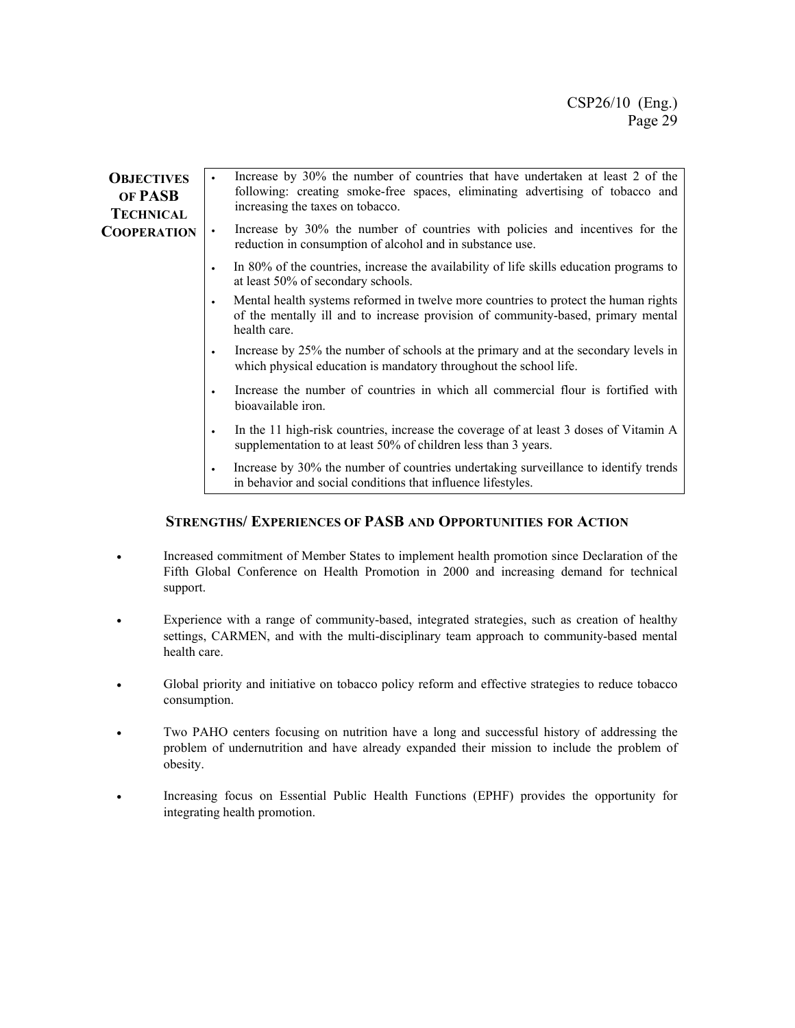| **OBJECTIVES OF PASB TECHNICAL COOPERATION** | • Increase by 30% the number of countries that have undertaken at least 2 of the following: creating smoke-free spaces, eliminating advertising of tobacco and increasing the taxes on tobacco.<br>• Increase by 30% the number of countries with policies and incentives for the reduction in consumption of alcohol and in substance use.<br>• In 80% of the countries, increase the availability of life skills education programs to at least 50% of secondary schools.<br>• Mental health systems reformed in twelve more countries to protect the human rights of the mentally ill and to increase provision of community-based, primary mental health care.<br>• Increase by 25% the number of schools at the primary and at the secondary levels in which physical education is mandatory throughout the school life.<br>• Increase the number of countries in which all commercial flour is fortified with bioavailable iron.<br>• In the 11 high-risk countries, increase the coverage of at least 3 doses of Vitamin A supplementation to at least 50% of children less than 3 years.<br>• Increase by 30% the number of countries undertaking surveillance to identify trends in behavior and social conditions that influence lifestyles. |
|---|---|

## STRENGTHS/ EXPERIENCES OF PASB AND OPPORTUNITIES FOR ACTION

- Increased commitment of Member States to implement health promotion since Declaration of the Fifth Global Conference on Health Promotion in 2000 and increasing demand for technical support.
- Experience with a range of community-based, integrated strategies, such as creation of healthy settings, CARMEN, and with the multi-disciplinary team approach to community-based mental health care.
- Global priority and initiative on tobacco policy reform and effective strategies to reduce tobacco consumption.
- Two PAHO centers focusing on nutrition have a long and successful history of addressing the problem of undernutrition and have already expanded their mission to include the problem of obesity.
- Increasing focus on Essential Public Health Functions (EPHF) provides the opportunity for integrating health promotion.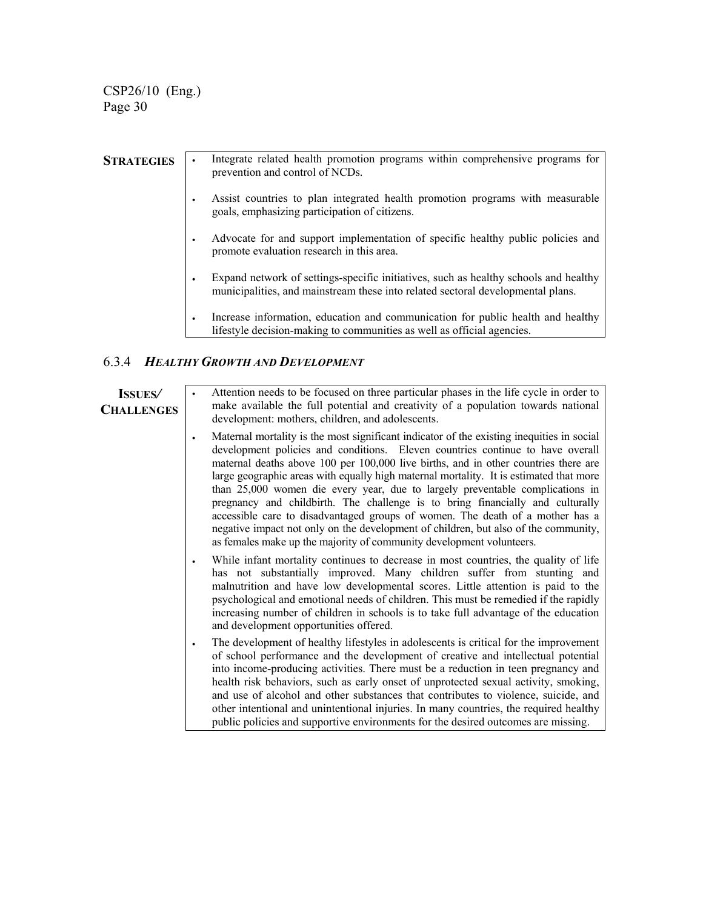| **STRATEGIES** | • Integrate related health promotion programs within comprehensive programs for prevention and control of NCDs.<br><br>• Assist countries to plan integrated health promotion programs with measurable goals, emphasizing participation of citizens.<br><br>• Advocate for and support implementation of specific healthy public policies and promote evaluation research in this area.<br><br>• Expand network of settings-specific initiatives, such as healthy schools and healthy municipalities, and mainstream these into related sectoral developmental plans.<br><br>• Increase information, education and communication for public health and healthy lifestyle decision-making to communities as well as official agencies. |
|---|---|

### 6.3.4 *HEALTHY GROWTH AND DEVELOPMENT*

| **ISSUES/ CHALLENGES** | • Attention needs to be focused on three particular phases in the life cycle in order to make available the full potential and creativity of a population towards national development: mothers, children, and adolescents.<br><br>• Maternal mortality is the most significant indicator of the existing inequities in social development policies and conditions. Eleven countries continue to have overall maternal deaths above 100 per 100,000 live births, and in other countries there are large geographic areas with equally high maternal mortality. It is estimated that more than 25,000 women die every year, due to largely preventable complications in pregnancy and childbirth. The challenge is to bring financially and culturally accessible care to disadvantaged groups of women. The death of a mother has a negative impact not only on the development of children, but also of the community, as females make up the majority of community development volunteers.<br><br>• While infant mortality continues to decrease in most countries, the quality of life has not substantially improved. Many children suffer from stunting and malnutrition and have low developmental scores. Little attention is paid to the psychological and emotional needs of children. This must be remedied if the rapidly increasing number of children in schools is to take full advantage of the education and development opportunities offered.<br><br>• The development of healthy lifestyles in adolescents is critical for the improvement of school performance and the development of creative and intellectual potential into income-producing activities. There must be a reduction in teen pregnancy and health risk behaviors, such as early onset of unprotected sexual activity, smoking, and use of alcohol and other substances that contributes to violence, suicide, and other intentional and unintentional injuries. In many countries, the required healthy public policies and supportive environments for the desired outcomes are missing. |
|---|---|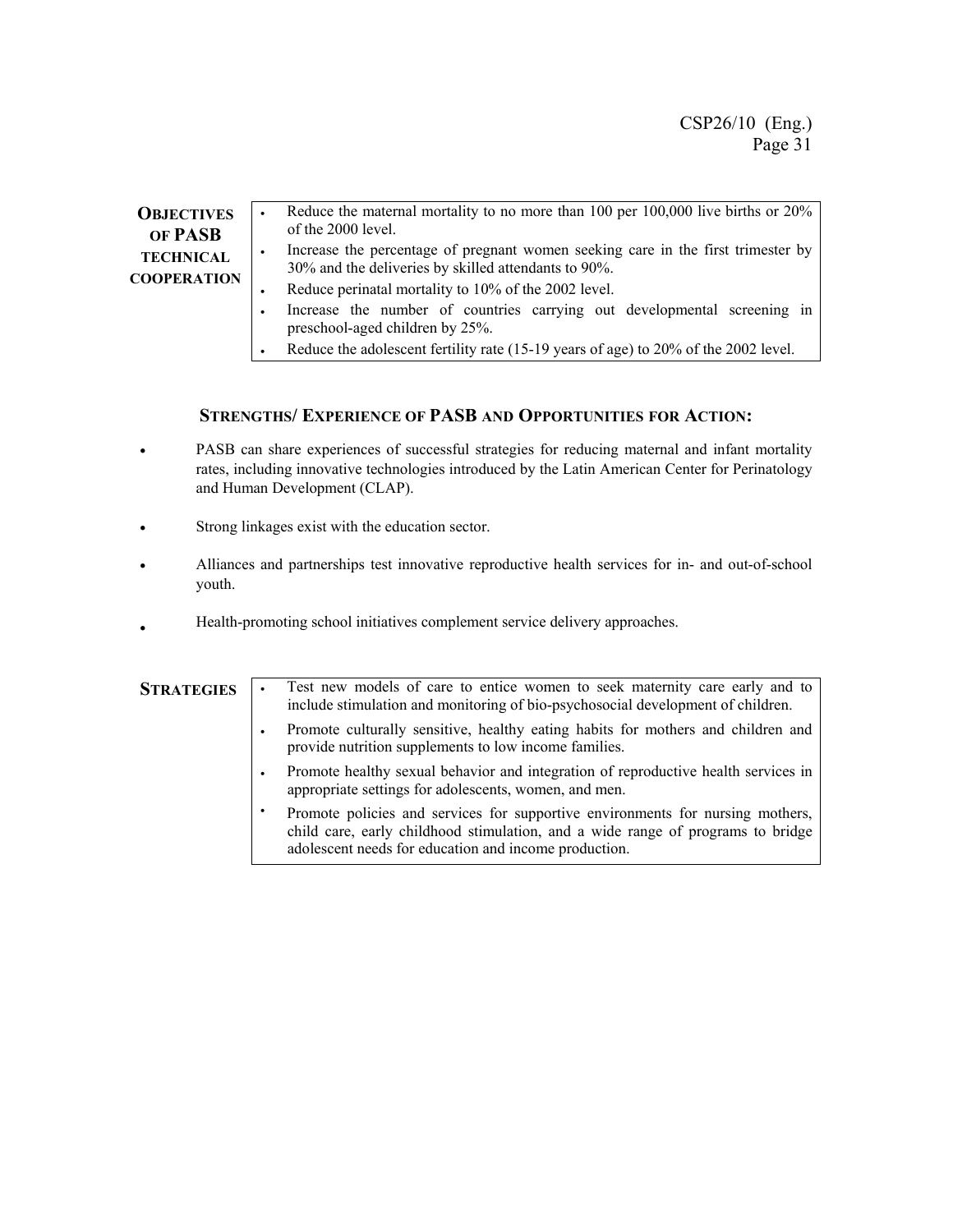| **OBJECTIVES OF PASB TECHNICAL COOPERATION** | • Reduce the maternal mortality to no more than 100 per 100,000 live births or 20% of the 2000 level.<br>• Increase the percentage of pregnant women seeking care in the first trimester by 30% and the deliveries by skilled attendants to 90%.<br>• Reduce perinatal mortality to 10% of the 2002 level.<br>• Increase the number of countries carrying out developmental screening in preschool-aged children by 25%.<br>• Reduce the adolescent fertility rate (15-19 years of age) to 20% of the 2002 level. |
|---|---|

### STRENGTHS/ EXPERIENCE OF PASB AND OPPORTUNITIES FOR ACTION:

- PASB can share experiences of successful strategies for reducing maternal and infant mortality rates, including innovative technologies introduced by the Latin American Center for Perinatology and Human Development (CLAP).
- Strong linkages exist with the education sector.
- Alliances and partnerships test innovative reproductive health services for in- and out-of-school youth.
- Health-promoting school initiatives complement service delivery approaches.

| **STRATEGIES** | • Test new models of care to entice women to seek maternity care early and to include stimulation and monitoring of bio-psychosocial development of children.<br>• Promote culturally sensitive, healthy eating habits for mothers and children and provide nutrition supplements to low income families.<br>• Promote healthy sexual behavior and integration of reproductive health services in appropriate settings for adolescents, women, and men.<br>• Promote policies and services for supportive environments for nursing mothers, child care, early childhood stimulation, and a wide range of programs to bridge adolescent needs for education and income production. |
|---|---|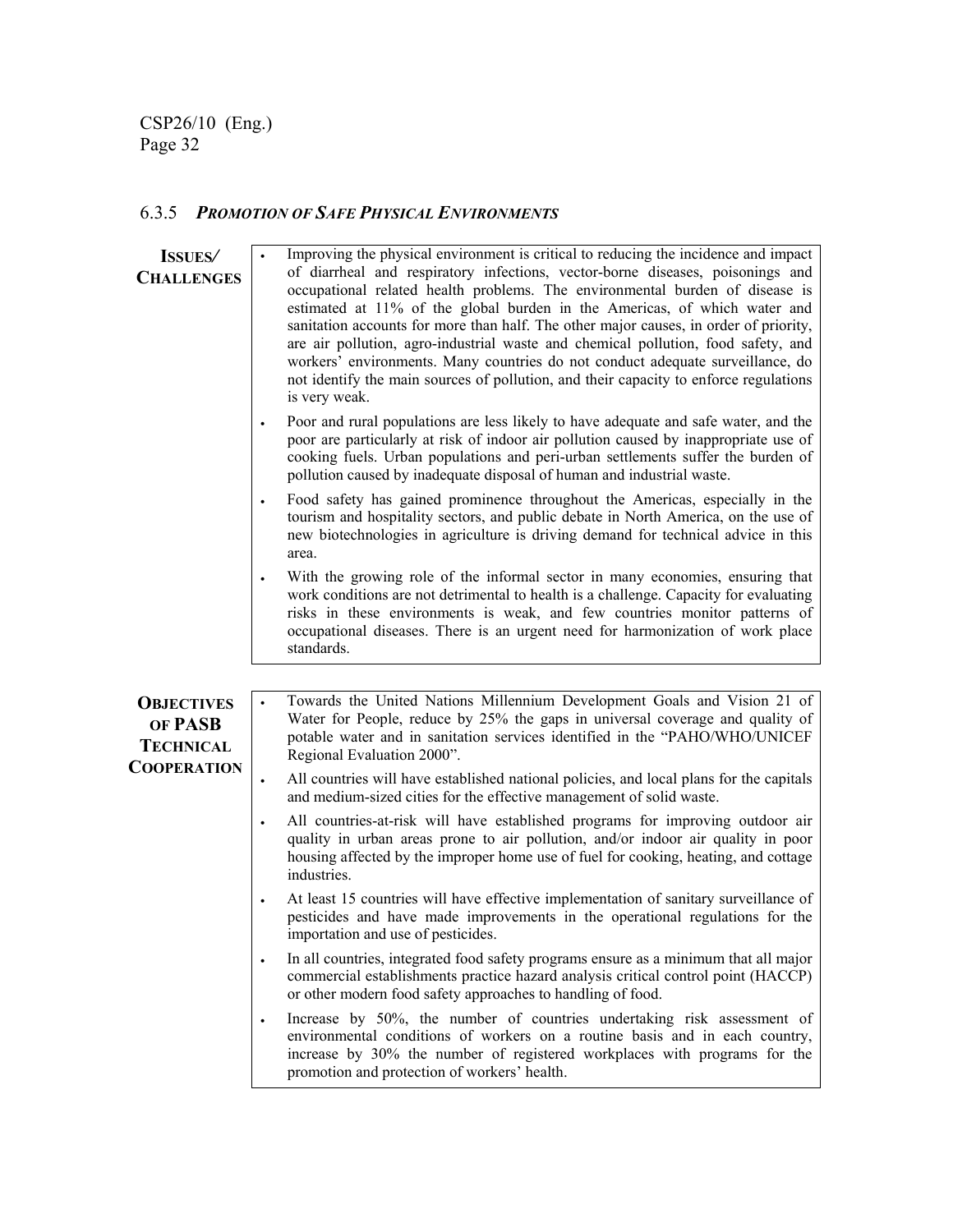### 6.3.5 *PROMOTION OF SAFE PHYSICAL ENVIRONMENTS*

**ISSUES/ CHALLENGES**

- Improving the physical environment is critical to reducing the incidence and impact of diarrheal and respiratory infections, vector-borne diseases, poisonings and occupational related health problems. The environmental burden of disease is estimated at 11% of the global burden in the Americas, of which water and sanitation accounts for more than half. The other major causes, in order of priority, are air pollution, agro-industrial waste and chemical pollution, food safety, and workers' environments. Many countries do not conduct adequate surveillance, do not identify the main sources of pollution, and their capacity to enforce regulations is very weak.
- Poor and rural populations are less likely to have adequate and safe water, and the poor are particularly at risk of indoor air pollution caused by inappropriate use of cooking fuels. Urban populations and peri-urban settlements suffer the burden of pollution caused by inadequate disposal of human and industrial waste.
- Food safety has gained prominence throughout the Americas, especially in the tourism and hospitality sectors, and public debate in North America, on the use of new biotechnologies in agriculture is driving demand for technical advice in this area.
- With the growing role of the informal sector in many economies, ensuring that work conditions are not detrimental to health is a challenge. Capacity for evaluating risks in these environments is weak, and few countries monitor patterns of occupational diseases. There is an urgent need for harmonization of work place standards.

**OBJECTIVES OF PASB TECHNICAL COOPERATION**

- Towards the United Nations Millennium Development Goals and Vision 21 of Water for People, reduce by 25% the gaps in universal coverage and quality of potable water and in sanitation services identified in the "PAHO/WHO/UNICEF Regional Evaluation 2000".
- All countries will have established national policies, and local plans for the capitals and medium-sized cities for the effective management of solid waste.
- All countries-at-risk will have established programs for improving outdoor air quality in urban areas prone to air pollution, and/or indoor air quality in poor housing affected by the improper home use of fuel for cooking, heating, and cottage industries.
- At least 15 countries will have effective implementation of sanitary surveillance of pesticides and have made improvements in the operational regulations for the importation and use of pesticides.
- In all countries, integrated food safety programs ensure as a minimum that all major commercial establishments practice hazard analysis critical control point (HACCP) or other modern food safety approaches to handling of food.
- Increase by 50%, the number of countries undertaking risk assessment of environmental conditions of workers on a routine basis and in each country, increase by 30% the number of registered workplaces with programs for the promotion and protection of workers' health.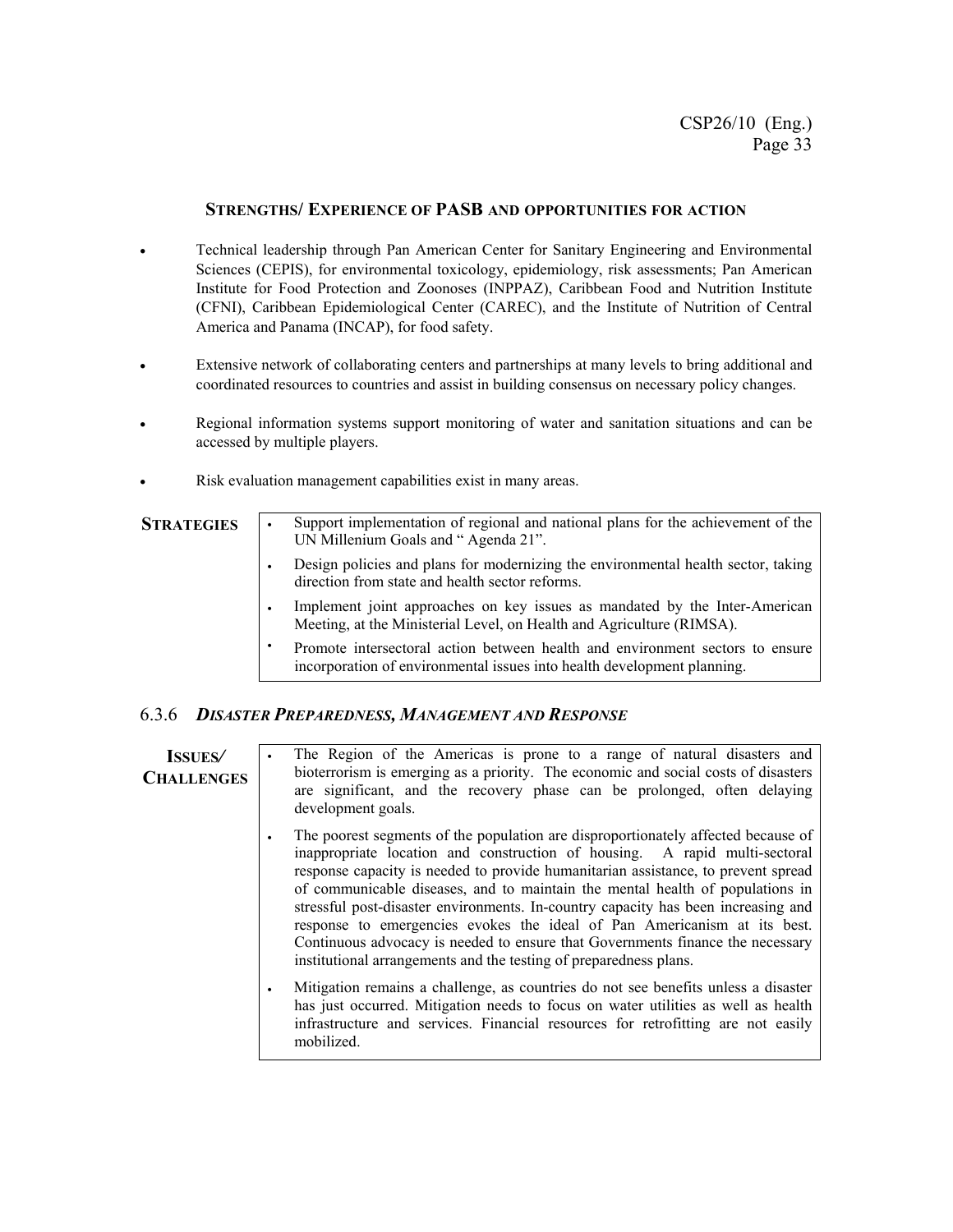### STRENGTHS/ EXPERIENCE OF PASB AND OPPORTUNITIES FOR ACTION

- Technical leadership through Pan American Center for Sanitary Engineering and Environmental Sciences (CEPIS), for environmental toxicology, epidemiology, risk assessments; Pan American Institute for Food Protection and Zoonoses (INPPAZ), Caribbean Food and Nutrition Institute (CFNI), Caribbean Epidemiological Center (CAREC), and the Institute of Nutrition of Central America and Panama (INCAP), for food safety.
- Extensive network of collaborating centers and partnerships at many levels to bring additional and coordinated resources to countries and assist in building consensus on necessary policy changes.
- Regional information systems support monitoring of water and sanitation situations and can be accessed by multiple players.
- Risk evaluation management capabilities exist in many areas.

| **STRATEGIES** | <ul><li>Support implementation of regional and national plans for the achievement of the UN Millenium Goals and " Agenda 21".</li><li>Design policies and plans for modernizing the environmental health sector, taking direction from state and health sector reforms.</li><li>Implement joint approaches on key issues as mandated by the Inter-American Meeting, at the Ministerial Level, on Health and Agriculture (RIMSA).</li><li>Promote intersectoral action between health and environment sectors to ensure incorporation of environmental issues into health development planning.</li></ul> |
|---|---|

### 6.3.6 *DISASTER PREPAREDNESS, MANAGEMENT AND RESPONSE*

| **ISSUES/ CHALLENGES** | <ul><li>The Region of the Americas is prone to a range of natural disasters and bioterrorism is emerging as a priority. The economic and social costs of disasters are significant, and the recovery phase can be prolonged, often delaying development goals.</li><li>The poorest segments of the population are disproportionately affected because of inappropriate location and construction of housing. A rapid multi-sectoral response capacity is needed to provide humanitarian assistance, to prevent spread of communicable diseases, and to maintain the mental health of populations in stressful post-disaster environments. In-country capacity has been increasing and response to emergencies evokes the ideal of Pan Americanism at its best. Continuous advocacy is needed to ensure that Governments finance the necessary institutional arrangements and the testing of preparedness plans.</li><li>Mitigation remains a challenge, as countries do not see benefits unless a disaster has just occurred. Mitigation needs to focus on water utilities as well as health infrastructure and services. Financial resources for retrofitting are not easily mobilized.</li></ul> |
|---|---|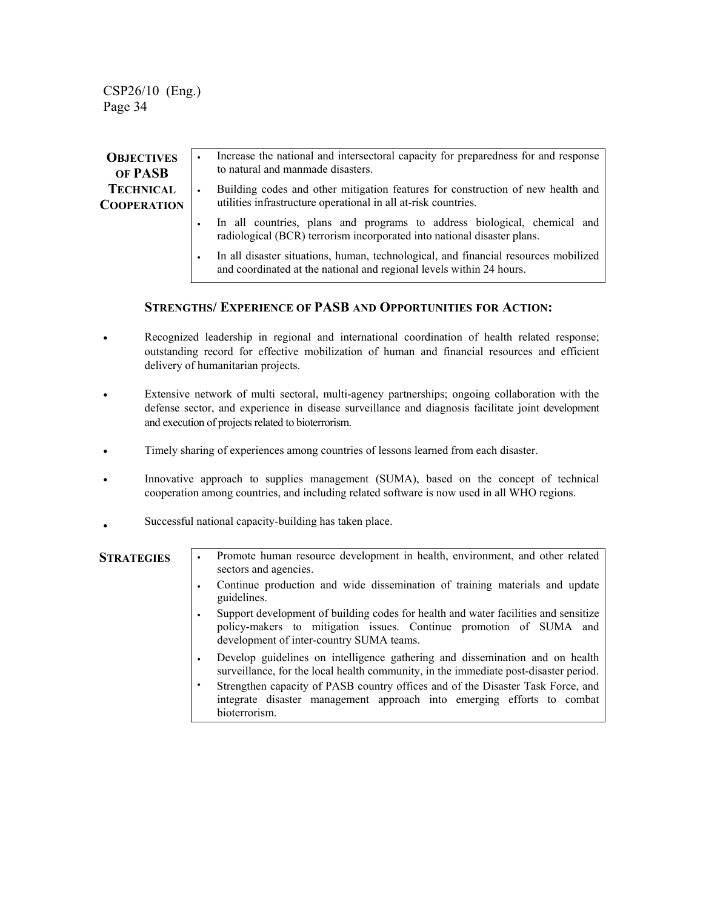| **Objectives of PASB Technical Cooperation** | • Increase the national and intersectoral capacity for preparedness for and response to natural and manmade disasters.<br>• Building codes and other mitigation features for construction of new health and utilities infrastructure operational in all at-risk countries.<br>• In all countries, plans and programs to address biological, chemical and radiological (BCR) terrorism incorporated into national disaster plans.<br>• In all disaster situations, human, technological, and financial resources mobilized and coordinated at the national and regional levels within 24 hours. |
|---|---|

### Strengths/ Experience of PASB and Opportunities for Action:

- Recognized leadership in regional and international coordination of health related response; outstanding record for effective mobilization of human and financial resources and efficient delivery of humanitarian projects.
- Extensive network of multi sectoral, multi-agency partnerships; ongoing collaboration with the defense sector, and experience in disease surveillance and diagnosis facilitate joint development and execution of projects related to bioterrorism.
- Timely sharing of experiences among countries of lessons learned from each disaster.
- Innovative approach to supplies management (SUMA), based on the concept of technical cooperation among countries, and including related software is now used in all WHO regions.
- Successful national capacity-building has taken place.

| **Strategies** | • Promote human resource development in health, environment, and other related sectors and agencies.<br>• Continue production and wide dissemination of training materials and update guidelines.<br>• Support development of building codes for health and water facilities and sensitize policy-makers to mitigation issues. Continue promotion of SUMA and development of inter-country SUMA teams.<br>• Develop guidelines on intelligence gathering and dissemination and on health surveillance, for the local health community, in the immediate post-disaster period.<br>• Strengthen capacity of PASB country offices and of the Disaster Task Force, and integrate disaster management approach into emerging efforts to combat bioterrorism. |
|---|---|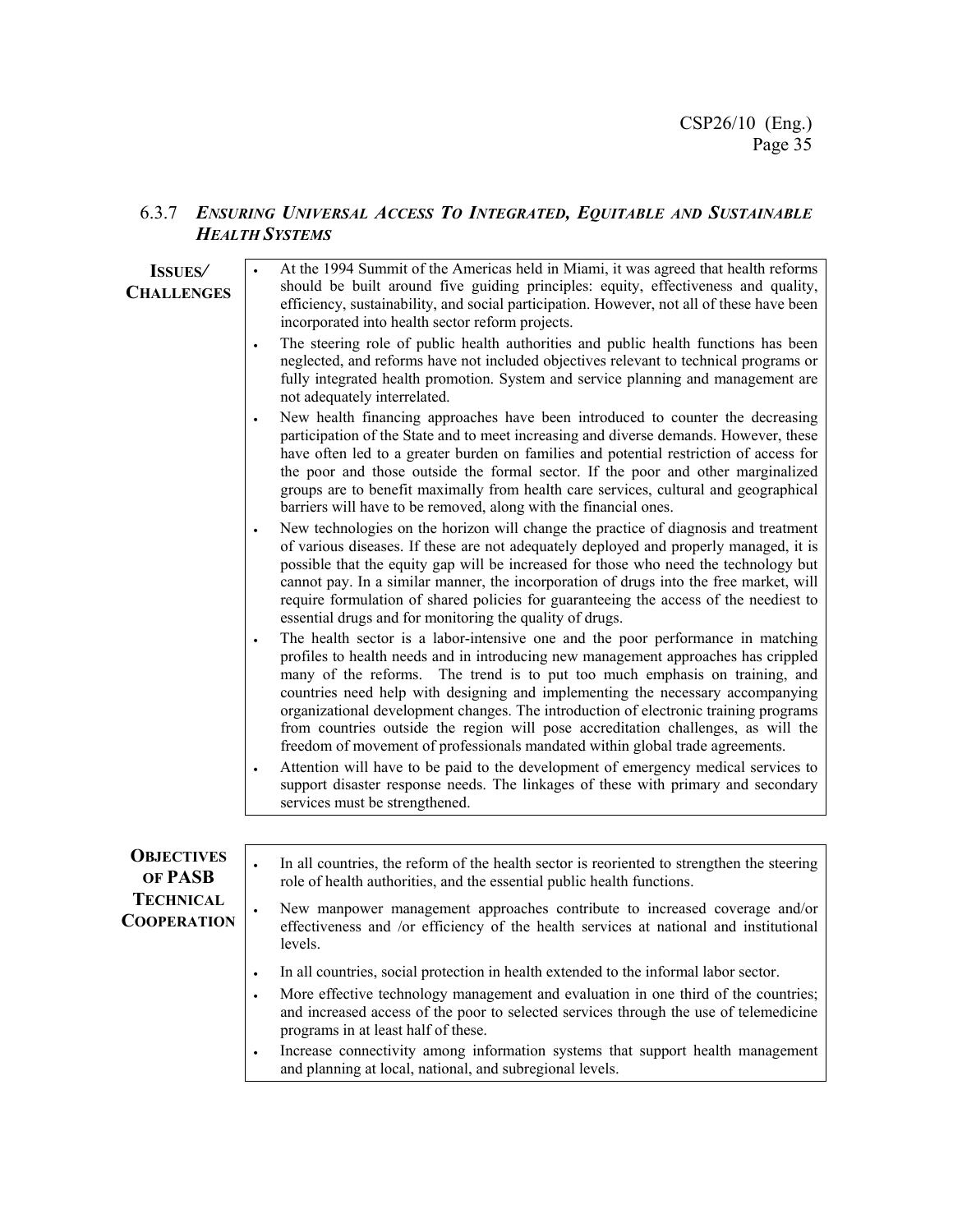### 6.3.7 *Ensuring Universal Access To Integrated, Equitable and Sustainable Health Systems*

**Issues/ Challenges**

- At the 1994 Summit of the Americas held in Miami, it was agreed that health reforms should be built around five guiding principles: equity, effectiveness and quality, efficiency, sustainability, and social participation. However, not all of these have been incorporated into health sector reform projects.
- The steering role of public health authorities and public health functions has been neglected, and reforms have not included objectives relevant to technical programs or fully integrated health promotion. System and service planning and management are not adequately interrelated.
- New health financing approaches have been introduced to counter the decreasing participation of the State and to meet increasing and diverse demands. However, these have often led to a greater burden on families and potential restriction of access for the poor and those outside the formal sector. If the poor and other marginalized groups are to benefit maximally from health care services, cultural and geographical barriers will have to be removed, along with the financial ones.
- New technologies on the horizon will change the practice of diagnosis and treatment of various diseases. If these are not adequately deployed and properly managed, it is possible that the equity gap will be increased for those who need the technology but cannot pay. In a similar manner, the incorporation of drugs into the free market, will require formulation of shared policies for guaranteeing the access of the neediest to essential drugs and for monitoring the quality of drugs.
- The health sector is a labor-intensive one and the poor performance in matching profiles to health needs and in introducing new management approaches has crippled many of the reforms. The trend is to put too much emphasis on training, and countries need help with designing and implementing the necessary accompanying organizational development changes. The introduction of electronic training programs from countries outside the region will pose accreditation challenges, as will the freedom of movement of professionals mandated within global trade agreements.
- Attention will have to be paid to the development of emergency medical services to support disaster response needs. The linkages of these with primary and secondary services must be strengthened.

**Objectives of PASB Technical Cooperation**

- In all countries, the reform of the health sector is reoriented to strengthen the steering role of health authorities, and the essential public health functions.
- New manpower management approaches contribute to increased coverage and/or effectiveness and /or efficiency of the health services at national and institutional levels.
- In all countries, social protection in health extended to the informal labor sector.
- More effective technology management and evaluation in one third of the countries; and increased access of the poor to selected services through the use of telemedicine programs in at least half of these.
- Increase connectivity among information systems that support health management and planning at local, national, and subregional levels.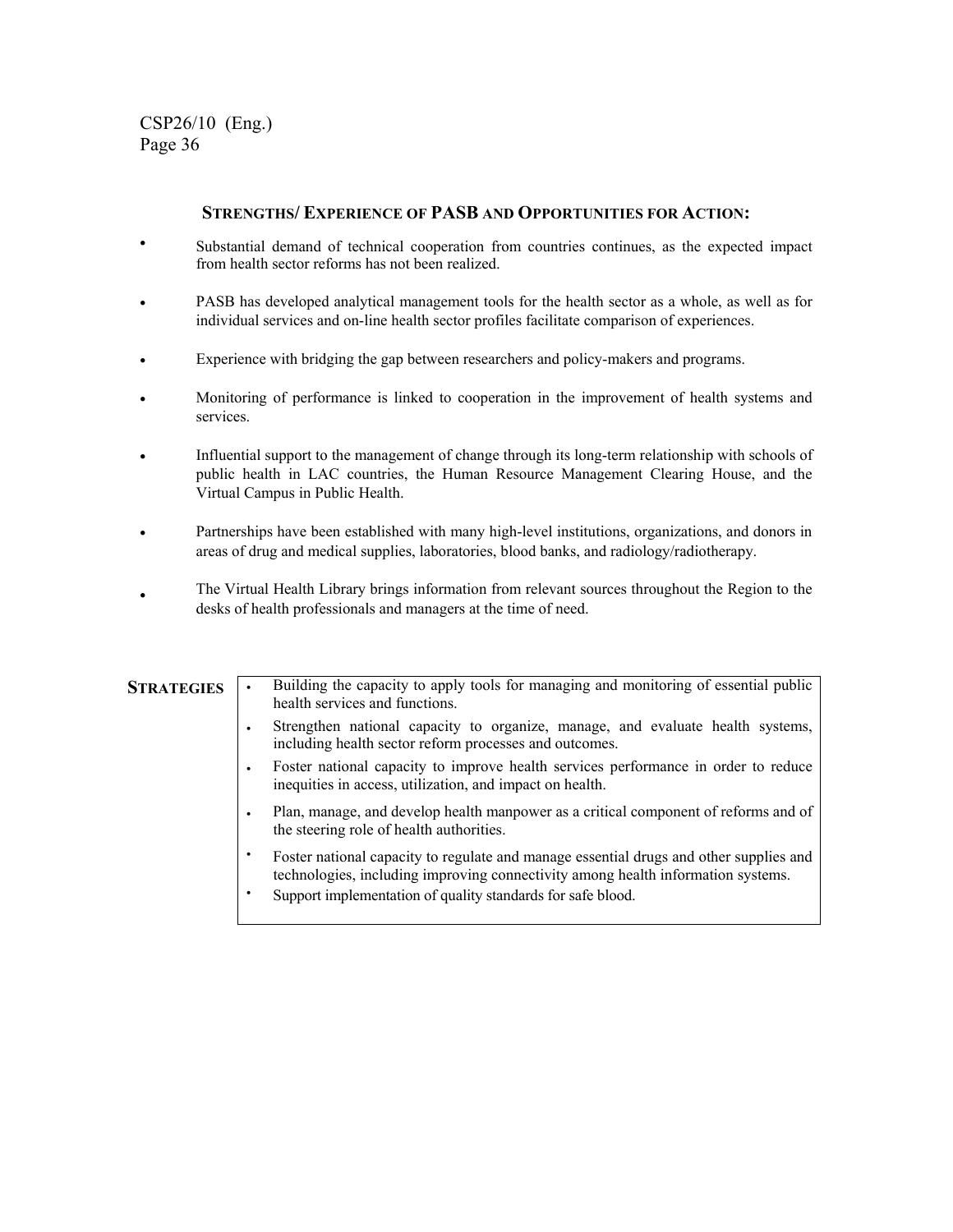### STRENGTHS/ EXPERIENCE OF PASB AND OPPORTUNITIES FOR ACTION:

- Substantial demand of technical cooperation from countries continues, as the expected impact from health sector reforms has not been realized.
- PASB has developed analytical management tools for the health sector as a whole, as well as for individual services and on-line health sector profiles facilitate comparison of experiences.
- Experience with bridging the gap between researchers and policy-makers and programs.
- Monitoring of performance is linked to cooperation in the improvement of health systems and services.
- Influential support to the management of change through its long-term relationship with schools of public health in LAC countries, the Human Resource Management Clearing House, and the Virtual Campus in Public Health.
- Partnerships have been established with many high-level institutions, organizations, and donors in areas of drug and medical supplies, laboratories, blood banks, and radiology/radiotherapy.
- The Virtual Health Library brings information from relevant sources throughout the Region to the desks of health professionals and managers at the time of need.

**STRATEGIES**

- Building the capacity to apply tools for managing and monitoring of essential public health services and functions.
- Strengthen national capacity to organize, manage, and evaluate health systems, including health sector reform processes and outcomes.
- Foster national capacity to improve health services performance in order to reduce inequities in access, utilization, and impact on health.
- Plan, manage, and develop health manpower as a critical component of reforms and of the steering role of health authorities.
- Foster national capacity to regulate and manage essential drugs and other supplies and technologies, including improving connectivity among health information systems.
- Support implementation of quality standards for safe blood.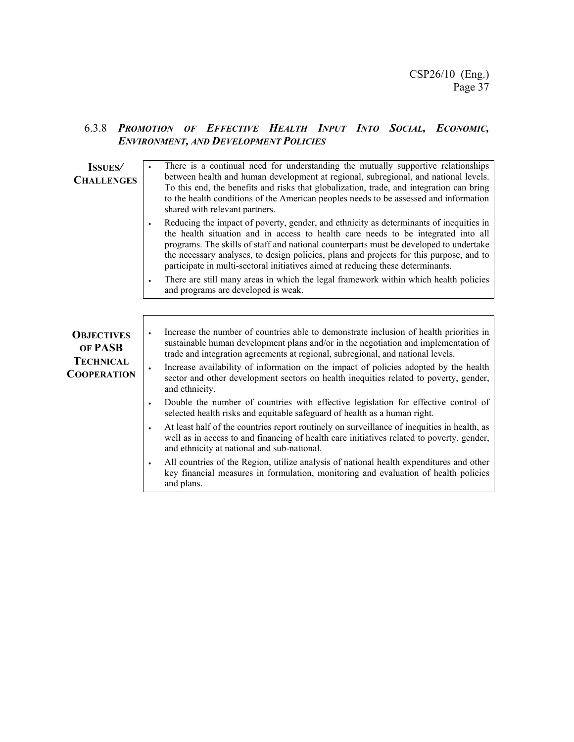### 6.3.8 *Promotion of Effective Health Input Into Social, Economic, Environment, and Development Policies*

**Issues/ Challenges**

- There is a continual need for understanding the mutually supportive relationships between health and human development at regional, subregional, and national levels. To this end, the benefits and risks that globalization, trade, and integration can bring to the health conditions of the American peoples needs to be assessed and information shared with relevant partners.
- Reducing the impact of poverty, gender, and ethnicity as determinants of inequities in the health situation and in access to health care needs to be integrated into all programs. The skills of staff and national counterparts must be developed to undertake the necessary analyses, to design policies, plans and projects for this purpose, and to participate in multi-sectoral initiatives aimed at reducing these determinants.
- There are still many areas in which the legal framework within which health policies and programs are developed is weak.

**Objectives of PASB Technical Cooperation**

- Increase the number of countries able to demonstrate inclusion of health priorities in sustainable human development plans and/or in the negotiation and implementation of trade and integration agreements at regional, subregional, and national levels.
- Increase availability of information on the impact of policies adopted by the health sector and other development sectors on health inequities related to poverty, gender, and ethnicity.
- Double the number of countries with effective legislation for effective control of selected health risks and equitable safeguard of health as a human right.
- At least half of the countries report routinely on surveillance of inequities in health, as well as in access to and financing of health care initiatives related to poverty, gender, and ethnicity at national and sub-national.
- All countries of the Region, utilize analysis of national health expenditures and other key financial measures in formulation, monitoring and evaluation of health policies and plans.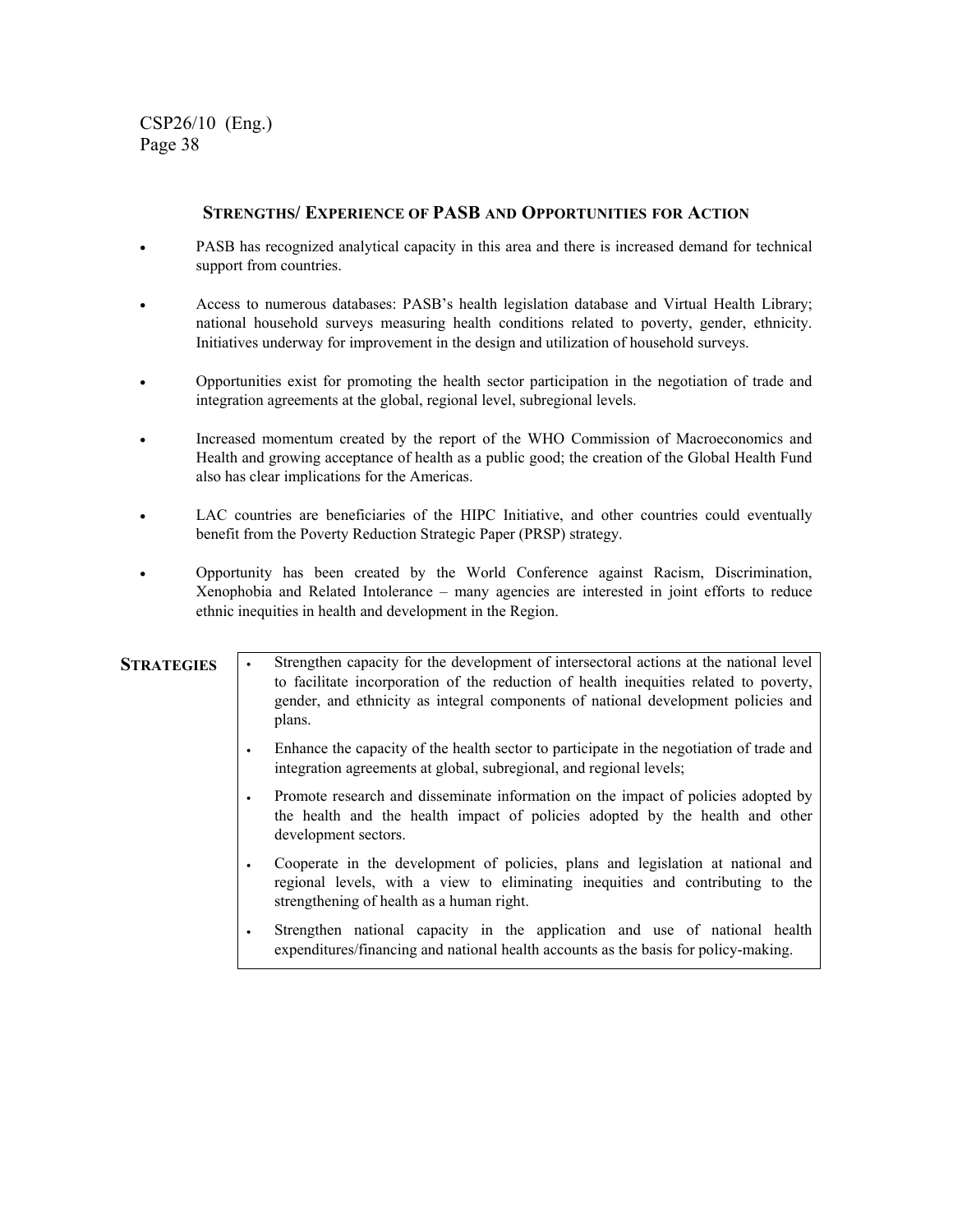### Strengths/ Experience of PASB and Opportunities for Action

- PASB has recognized analytical capacity in this area and there is increased demand for technical support from countries.
- Access to numerous databases: PASB's health legislation database and Virtual Health Library; national household surveys measuring health conditions related to poverty, gender, ethnicity. Initiatives underway for improvement in the design and utilization of household surveys.
- Opportunities exist for promoting the health sector participation in the negotiation of trade and integration agreements at the global, regional level, subregional levels.
- Increased momentum created by the report of the WHO Commission of Macroeconomics and Health and growing acceptance of health as a public good; the creation of the Global Health Fund also has clear implications for the Americas.
- LAC countries are beneficiaries of the HIPC Initiative, and other countries could eventually benefit from the Poverty Reduction Strategic Paper (PRSP) strategy.
- Opportunity has been created by the World Conference against Racism, Discrimination, Xenophobia and Related Intolerance – many agencies are interested in joint efforts to reduce ethnic inequities in health and development in the Region.

**Strategies**

- Strengthen capacity for the development of intersectoral actions at the national level to facilitate incorporation of the reduction of health inequities related to poverty, gender, and ethnicity as integral components of national development policies and plans.
- Enhance the capacity of the health sector to participate in the negotiation of trade and integration agreements at global, subregional, and regional levels;
- Promote research and disseminate information on the impact of policies adopted by the health and the health impact of policies adopted by the health and other development sectors.
- Cooperate in the development of policies, plans and legislation at national and regional levels, with a view to eliminating inequities and contributing to the strengthening of health as a human right.
- Strengthen national capacity in the application and use of national health expenditures/financing and national health accounts as the basis for policy-making.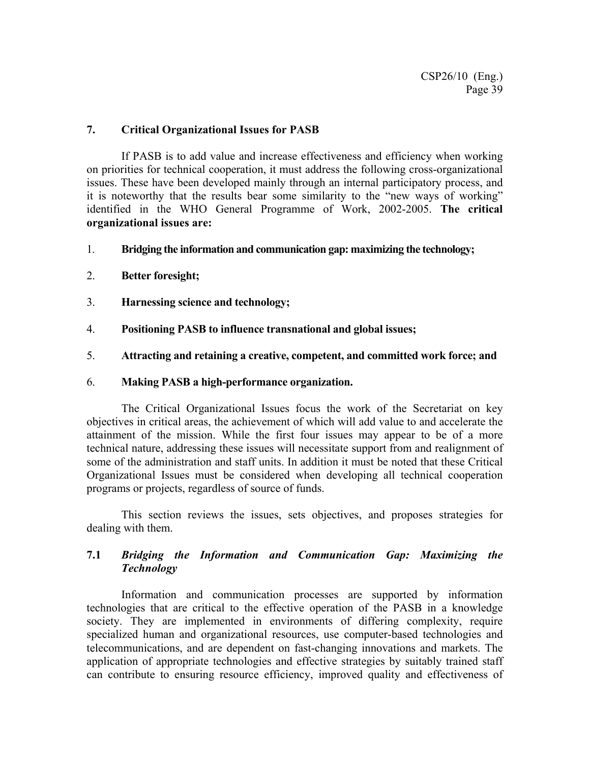## 7. Critical Organizational Issues for PASB

If PASB is to add value and increase effectiveness and efficiency when working on priorities for technical cooperation, it must address the following cross-organizational issues. These have been developed mainly through an internal participatory process, and it is noteworthy that the results bear some similarity to the "new ways of working" identified in the WHO General Programme of Work, 2002-2005. **The critical organizational issues are:**

1. **Bridging the information and communication gap: maximizing the technology;**
2. **Better foresight;**
3. **Harnessing science and technology;**
4. **Positioning PASB to influence transnational and global issues;**
5. **Attracting and retaining a creative, competent, and committed work force; and**
6. **Making PASB a high-performance organization.**

The Critical Organizational Issues focus the work of the Secretariat on key objectives in critical areas, the achievement of which will add value to and accelerate the attainment of the mission. While the first four issues may appear to be of a more technical nature, addressing these issues will necessitate support from and realignment of some of the administration and staff units. In addition it must be noted that these Critical Organizational Issues must be considered when developing all technical cooperation programs or projects, regardless of source of funds.

This section reviews the issues, sets objectives, and proposes strategies for dealing with them.

### 7.1 *Bridging the Information and Communication Gap: Maximizing the Technology*

Information and communication processes are supported by information technologies that are critical to the effective operation of the PASB in a knowledge society. They are implemented in environments of differing complexity, require specialized human and organizational resources, use computer-based technologies and telecommunications, and are dependent on fast-changing innovations and markets. The application of appropriate technologies and effective strategies by suitably trained staff can contribute to ensuring resource efficiency, improved quality and effectiveness of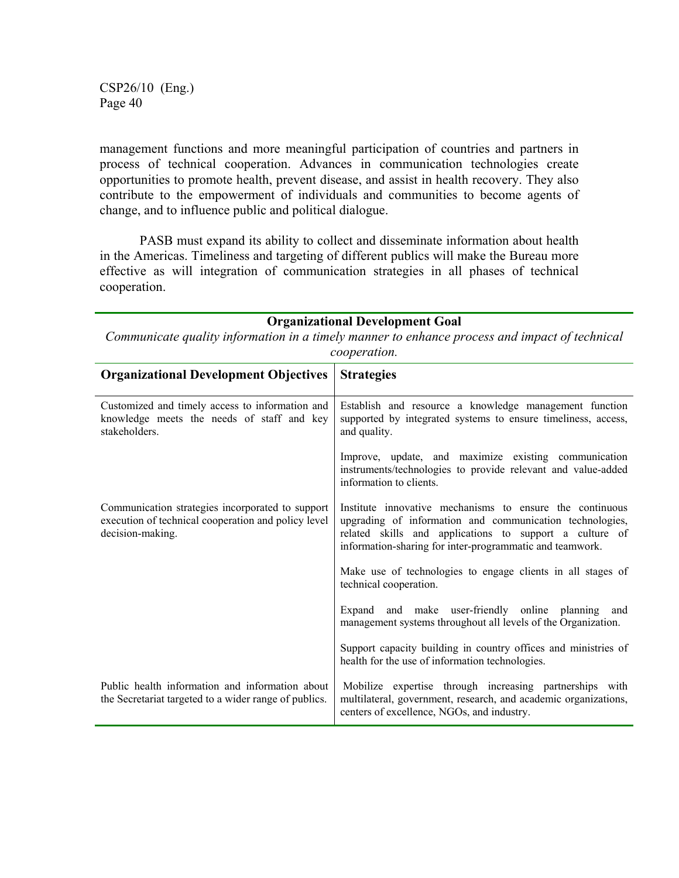management functions and more meaningful participation of countries and partners in process of technical cooperation. Advances in communication technologies create opportunities to promote health, prevent disease, and assist in health recovery. They also contribute to the empowerment of individuals and communities to become agents of change, and to influence public and political dialogue.

PASB must expand its ability to collect and disseminate information about health in the Americas. Timeliness and targeting of different publics will make the Bureau more effective as will integration of communication strategies in all phases of technical cooperation.

**Organizational Development Goal**

*Communicate quality information in a timely manner to enhance process and impact of technical cooperation.*

| Organizational Development Objectives | Strategies |
|---|---|
| Customized and timely access to information and knowledge meets the needs of staff and key stakeholders. | Establish and resource a knowledge management function supported by integrated systems to ensure timeliness, access, and quality. |
| | Improve, update, and maximize existing communication instruments/technologies to provide relevant and value-added information to clients. |
| Communication strategies incorporated to support execution of technical cooperation and policy level decision-making. | Institute innovative mechanisms to ensure the continuous upgrading of information and communication technologies, related skills and applications to support a culture of information-sharing for inter-programmatic and teamwork. |
| | Make use of technologies to engage clients in all stages of technical cooperation. |
| | Expand and make user-friendly online planning and management systems throughout all levels of the Organization. |
| | Support capacity building in country offices and ministries of health for the use of information technologies. |
| Public health information and information about the Secretariat targeted to a wider range of publics. | Mobilize expertise through increasing partnerships with multilateral, government, research, and academic organizations, centers of excellence, NGOs, and industry. |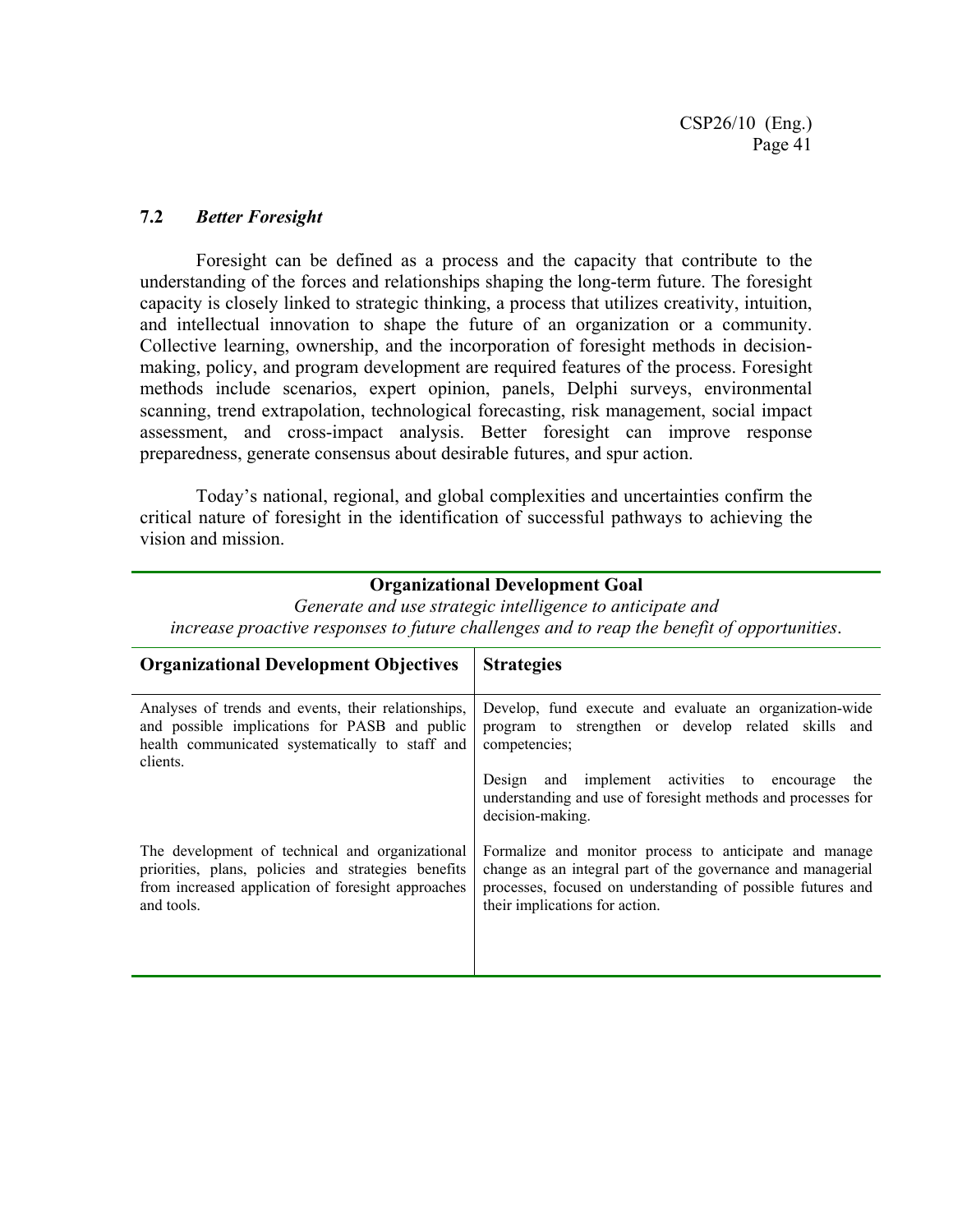### 7.2 *Better Foresight*

Foresight can be defined as a process and the capacity that contribute to the understanding of the forces and relationships shaping the long-term future. The foresight capacity is closely linked to strategic thinking, a process that utilizes creativity, intuition, and intellectual innovation to shape the future of an organization or a community. Collective learning, ownership, and the incorporation of foresight methods in decision-making, policy, and program development are required features of the process. Foresight methods include scenarios, expert opinion, panels, Delphi surveys, environmental scanning, trend extrapolation, technological forecasting, risk management, social impact assessment, and cross-impact analysis. Better foresight can improve response preparedness, generate consensus about desirable futures, and spur action.

Today's national, regional, and global complexities and uncertainties confirm the critical nature of foresight in the identification of successful pathways to achieving the vision and mission.

**Organizational Development Goal**

*Generate and use strategic intelligence to anticipate and increase proactive responses to future challenges and to reap the benefit of opportunities*.

| **Organizational Development Objectives** | **Strategies** |
|---|---|
| Analyses of trends and events, their relationships, and possible implications for PASB and public health communicated systematically to staff and clients. | Develop, fund execute and evaluate an organization-wide program to strengthen or develop related skills and competencies;<br><br>Design and implement activities to encourage the understanding and use of foresight methods and processes for decision-making. |
| The development of technical and organizational priorities, plans, policies and strategies benefits from increased application of foresight approaches and tools. | Formalize and monitor process to anticipate and manage change as an integral part of the governance and managerial processes, focused on understanding of possible futures and their implications for action. |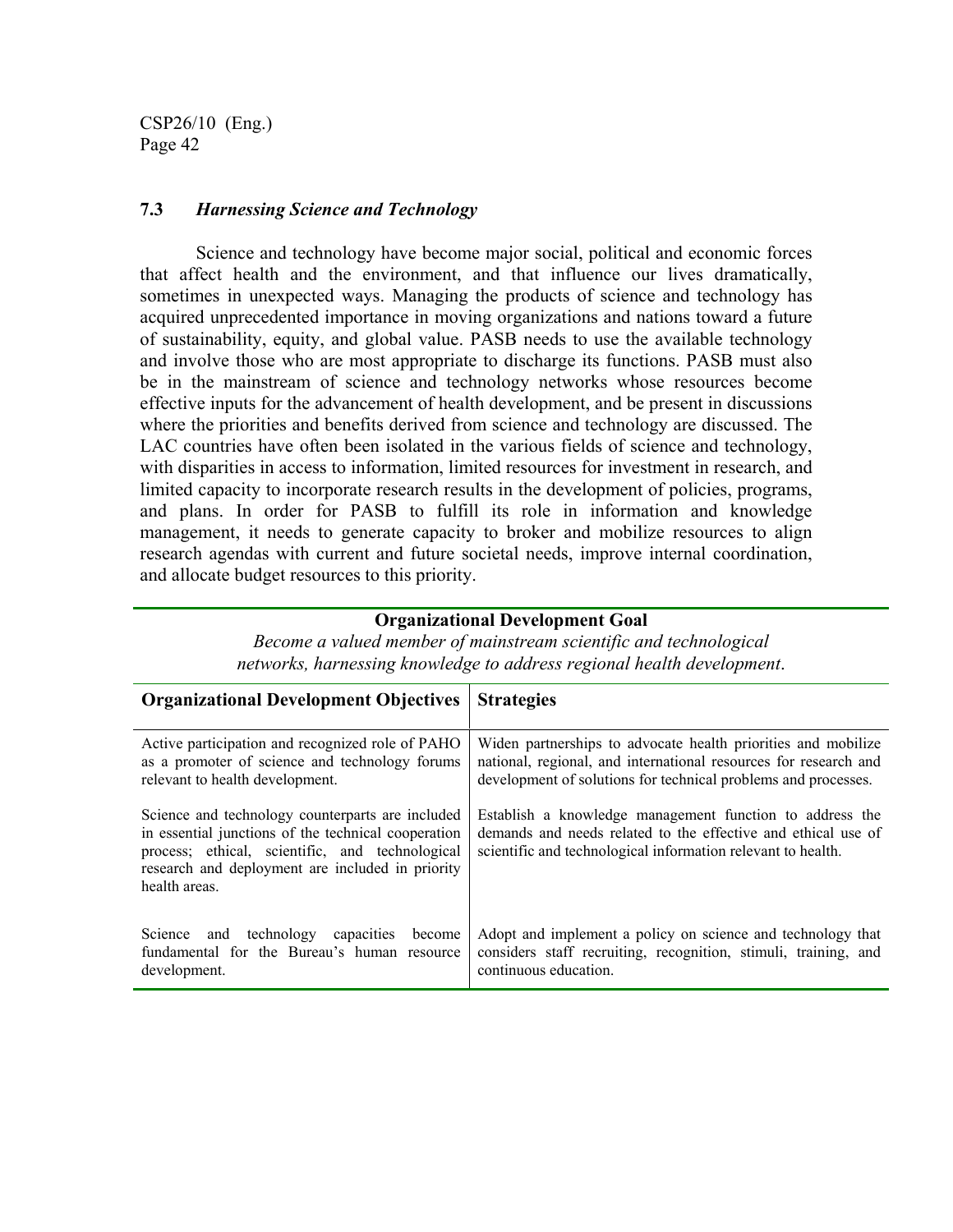### 7.3 *Harnessing Science and Technology*

Science and technology have become major social, political and economic forces that affect health and the environment, and that influence our lives dramatically, sometimes in unexpected ways. Managing the products of science and technology has acquired unprecedented importance in moving organizations and nations toward a future of sustainability, equity, and global value. PASB needs to use the available technology and involve those who are most appropriate to discharge its functions. PASB must also be in the mainstream of science and technology networks whose resources become effective inputs for the advancement of health development, and be present in discussions where the priorities and benefits derived from science and technology are discussed. The LAC countries have often been isolated in the various fields of science and technology, with disparities in access to information, limited resources for investment in research, and limited capacity to incorporate research results in the development of policies, programs, and plans. In order for PASB to fulfill its role in information and knowledge management, it needs to generate capacity to broker and mobilize resources to align research agendas with current and future societal needs, improve internal coordination, and allocate budget resources to this priority.

**Organizational Development Goal**

*Become a valued member of mainstream scientific and technological networks, harnessing knowledge to address regional health development.*

| Organizational Development Objectives | Strategies |
|---|---|
| Active participation and recognized role of PAHO as a promoter of science and technology forums relevant to health development. | Widen partnerships to advocate health priorities and mobilize national, regional, and international resources for research and development of solutions for technical problems and processes. |
| Science and technology counterparts are included in essential junctions of the technical cooperation process; ethical, scientific, and technological research and deployment are included in priority health areas. | Establish a knowledge management function to address the demands and needs related to the effective and ethical use of scientific and technological information relevant to health. |
| Science and technology capacities become fundamental for the Bureau's human resource development. | Adopt and implement a policy on science and technology that considers staff recruiting, recognition, stimuli, training, and continuous education. |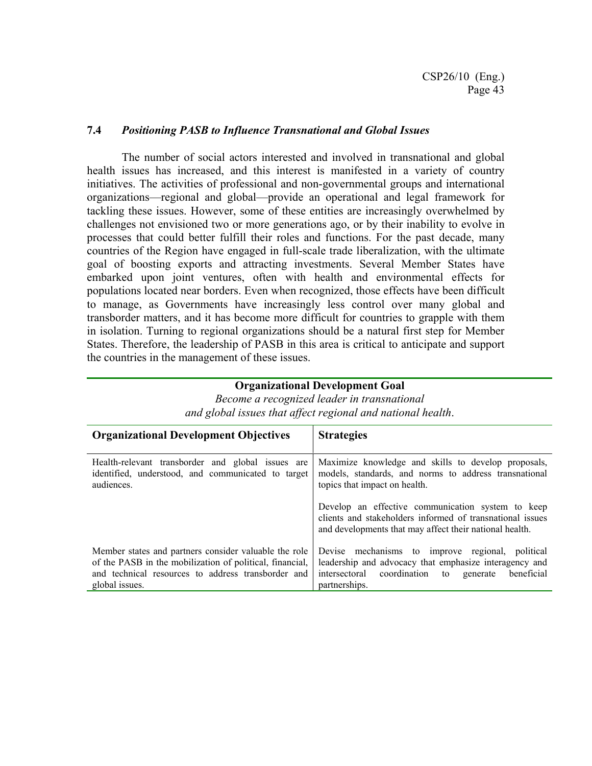### 7.4 *Positioning PASB to Influence Transnational and Global Issues*

The number of social actors interested and involved in transnational and global health issues has increased, and this interest is manifested in a variety of country initiatives. The activities of professional and non-governmental groups and international organizations—regional and global—provide an operational and legal framework for tackling these issues. However, some of these entities are increasingly overwhelmed by challenges not envisioned two or more generations ago, or by their inability to evolve in processes that could better fulfill their roles and functions. For the past decade, many countries of the Region have engaged in full-scale trade liberalization, with the ultimate goal of boosting exports and attracting investments. Several Member States have embarked upon joint ventures, often with health and environmental effects for populations located near borders. Even when recognized, those effects have been difficult to manage, as Governments have increasingly less control over many global and transborder matters, and it has become more difficult for countries to grapple with them in isolation. Turning to regional organizations should be a natural first step for Member States. Therefore, the leadership of PASB in this area is critical to anticipate and support the countries in the management of these issues.

**Organizational Development Goal**

*Become a recognized leader in transnational and global issues that affect regional and national health.*

| **Organizational Development Objectives** | **Strategies** |
|---|---|
| Health-relevant transborder and global issues are identified, understood, and communicated to target audiences. | Maximize knowledge and skills to develop proposals, models, standards, and norms to address transnational topics that impact on health. |
| | Develop an effective communication system to keep clients and stakeholders informed of transnational issues and developments that may affect their national health. |
| Member states and partners consider valuable the role of the PASB in the mobilization of political, financial, and technical resources to address transborder and global issues. | Devise mechanisms to improve regional, political leadership and advocacy that emphasize interagency and intersectoral coordination to generate beneficial partnerships. |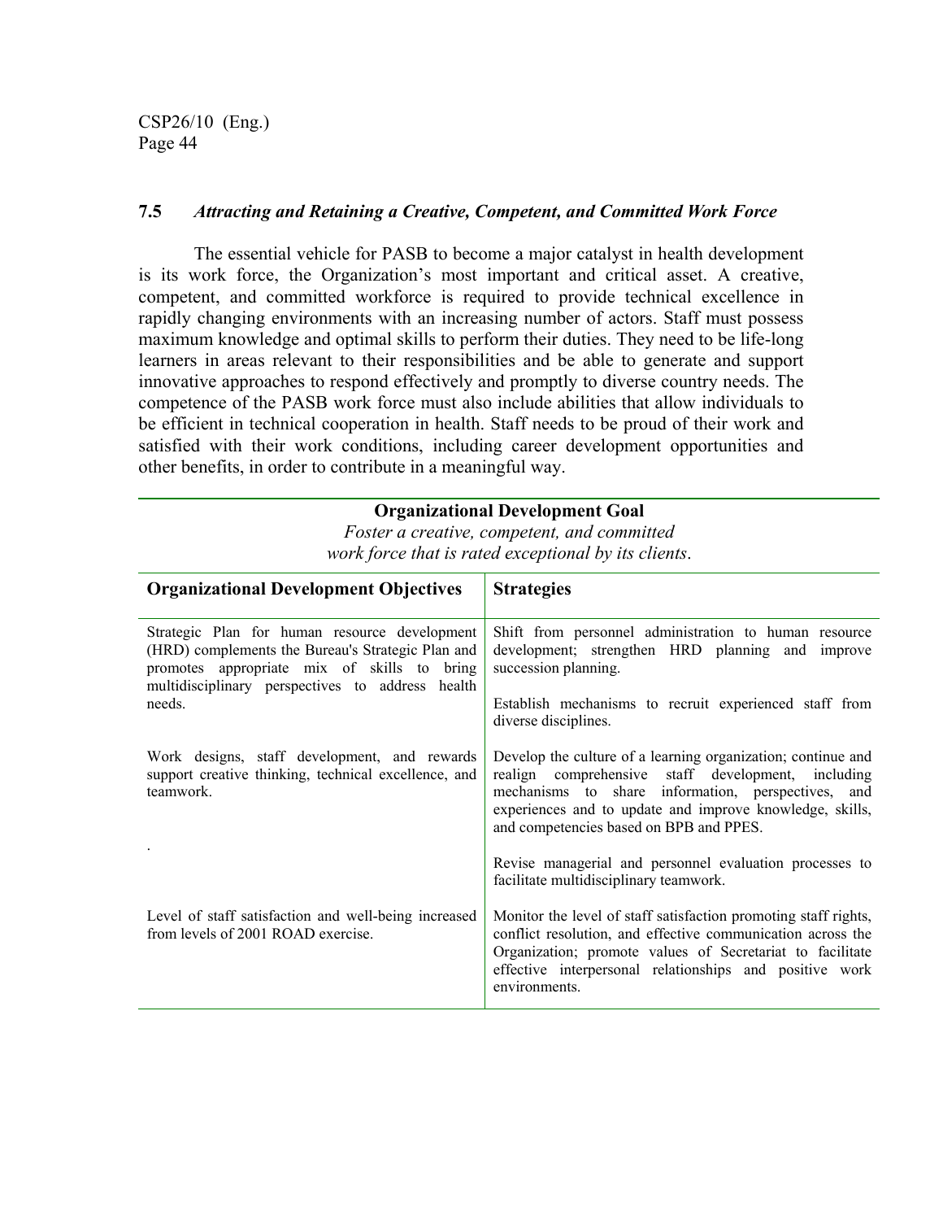### 7.5 *Attracting and Retaining a Creative, Competent, and Committed Work Force*

The essential vehicle for PASB to become a major catalyst in health development is its work force, the Organization's most important and critical asset. A creative, competent, and committed workforce is required to provide technical excellence in rapidly changing environments with an increasing number of actors. Staff must possess maximum knowledge and optimal skills to perform their duties. They need to be life-long learners in areas relevant to their responsibilities and be able to generate and support innovative approaches to respond effectively and promptly to diverse country needs. The competence of the PASB work force must also include abilities that allow individuals to be efficient in technical cooperation in health. Staff needs to be proud of their work and satisfied with their work conditions, including career development opportunities and other benefits, in order to contribute in a meaningful way.

**Organizational Development Goal**

*Foster a creative, competent, and committed work force that is rated exceptional by its clients.*

| Organizational Development Objectives | Strategies |
|---|---|
| Strategic Plan for human resource development (HRD) complements the Bureau's Strategic Plan and promotes appropriate mix of skills to bring multidisciplinary perspectives to address health needs. | Shift from personnel administration to human resource development; strengthen HRD planning and improve succession planning.<br><br>Establish mechanisms to recruit experienced staff from diverse disciplines. |
| Work designs, staff development, and rewards support creative thinking, technical excellence, and teamwork.<br><br>. | Develop the culture of a learning organization; continue and realign comprehensive staff development, including mechanisms to share information, perspectives, and experiences and to update and improve knowledge, skills, and competencies based on BPB and PPES.<br><br>Revise managerial and personnel evaluation processes to facilitate multidisciplinary teamwork. |
| Level of staff satisfaction and well-being increased from levels of 2001 ROAD exercise. | Monitor the level of staff satisfaction promoting staff rights, conflict resolution, and effective communication across the Organization; promote values of Secretariat to facilitate effective interpersonal relationships and positive work environments. |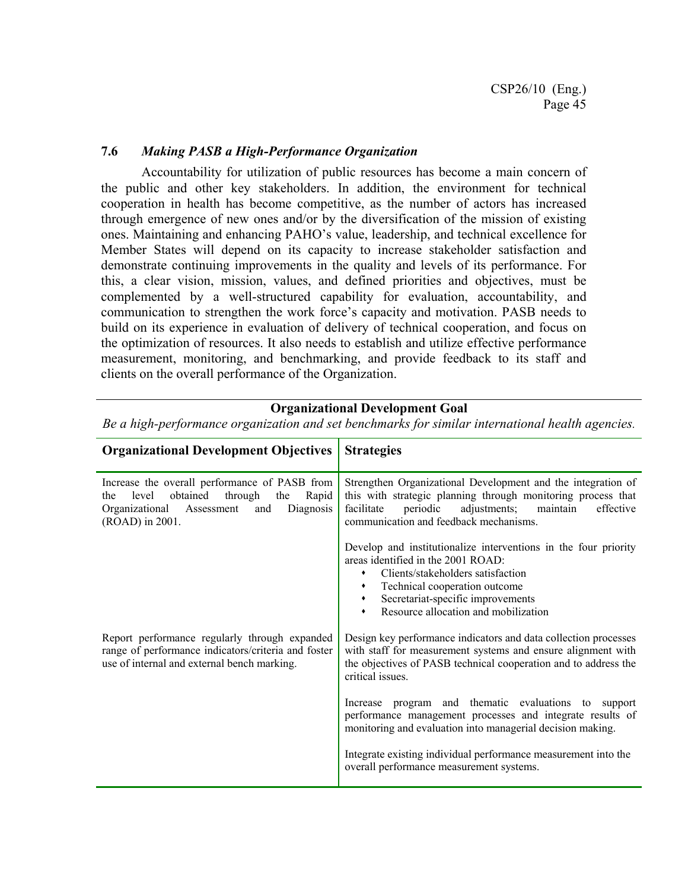### 7.6 *Making PASB a High-Performance Organization*

Accountability for utilization of public resources has become a main concern of the public and other key stakeholders. In addition, the environment for technical cooperation in health has become competitive, as the number of actors has increased through emergence of new ones and/or by the diversification of the mission of existing ones. Maintaining and enhancing PAHO's value, leadership, and technical excellence for Member States will depend on its capacity to increase stakeholder satisfaction and demonstrate continuing improvements in the quality and levels of its performance. For this, a clear vision, mission, values, and defined priorities and objectives, must be complemented by a well-structured capability for evaluation, accountability, and communication to strengthen the work force's capacity and motivation. PASB needs to build on its experience in evaluation of delivery of technical cooperation, and focus on the optimization of resources. It also needs to establish and utilize effective performance measurement, monitoring, and benchmarking, and provide feedback to its staff and clients on the overall performance of the Organization.

**Organizational Development Goal**

*Be a high-performance organization and set benchmarks for similar international health agencies.*

| Organizational Development Objectives | Strategies |
|---|---|
| Increase the overall performance of PASB from the level obtained through the Rapid Organizational Assessment and Diagnosis (ROAD) in 2001. | Strengthen Organizational Development and the integration of this with strategic planning through monitoring process that facilitate periodic adjustments; maintain effective communication and feedback mechanisms.<br><br>Develop and institutionalize interventions in the four priority areas identified in the 2001 ROAD:<br>• Clients/stakeholders satisfaction<br>• Technical cooperation outcome<br>• Secretariat-specific improvements<br>• Resource allocation and mobilization |
| Report performance regularly through expanded range of performance indicators/criteria and foster use of internal and external bench marking. | Design key performance indicators and data collection processes with staff for measurement systems and ensure alignment with the objectives of PASB technical cooperation and to address the critical issues.<br><br>Increase program and thematic evaluations to support performance management processes and integrate results of monitoring and evaluation into managerial decision making.<br><br>Integrate existing individual performance measurement into the overall performance measurement systems. |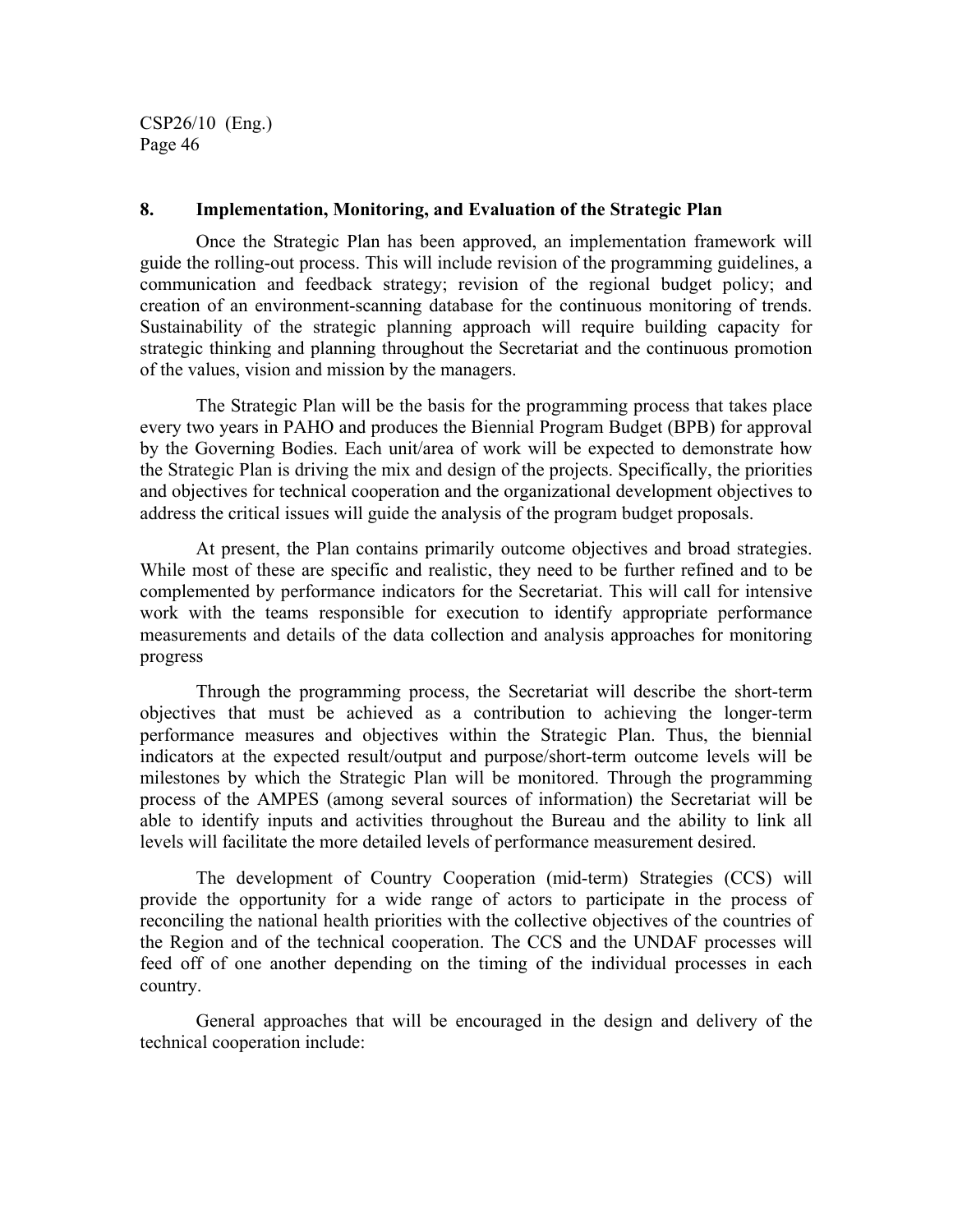## 8. Implementation, Monitoring, and Evaluation of the Strategic Plan

Once the Strategic Plan has been approved, an implementation framework will guide the rolling-out process. This will include revision of the programming guidelines, a communication and feedback strategy; revision of the regional budget policy; and creation of an environment-scanning database for the continuous monitoring of trends. Sustainability of the strategic planning approach will require building capacity for strategic thinking and planning throughout the Secretariat and the continuous promotion of the values, vision and mission by the managers.

The Strategic Plan will be the basis for the programming process that takes place every two years in PAHO and produces the Biennial Program Budget (BPB) for approval by the Governing Bodies. Each unit/area of work will be expected to demonstrate how the Strategic Plan is driving the mix and design of the projects. Specifically, the priorities and objectives for technical cooperation and the organizational development objectives to address the critical issues will guide the analysis of the program budget proposals.

At present, the Plan contains primarily outcome objectives and broad strategies. While most of these are specific and realistic, they need to be further refined and to be complemented by performance indicators for the Secretariat. This will call for intensive work with the teams responsible for execution to identify appropriate performance measurements and details of the data collection and analysis approaches for monitoring progress

Through the programming process, the Secretariat will describe the short-term objectives that must be achieved as a contribution to achieving the longer-term performance measures and objectives within the Strategic Plan. Thus, the biennial indicators at the expected result/output and purpose/short-term outcome levels will be milestones by which the Strategic Plan will be monitored. Through the programming process of the AMPES (among several sources of information) the Secretariat will be able to identify inputs and activities throughout the Bureau and the ability to link all levels will facilitate the more detailed levels of performance measurement desired.

The development of Country Cooperation (mid-term) Strategies (CCS) will provide the opportunity for a wide range of actors to participate in the process of reconciling the national health priorities with the collective objectives of the countries of the Region and of the technical cooperation. The CCS and the UNDAF processes will feed off of one another depending on the timing of the individual processes in each country.

General approaches that will be encouraged in the design and delivery of the technical cooperation include: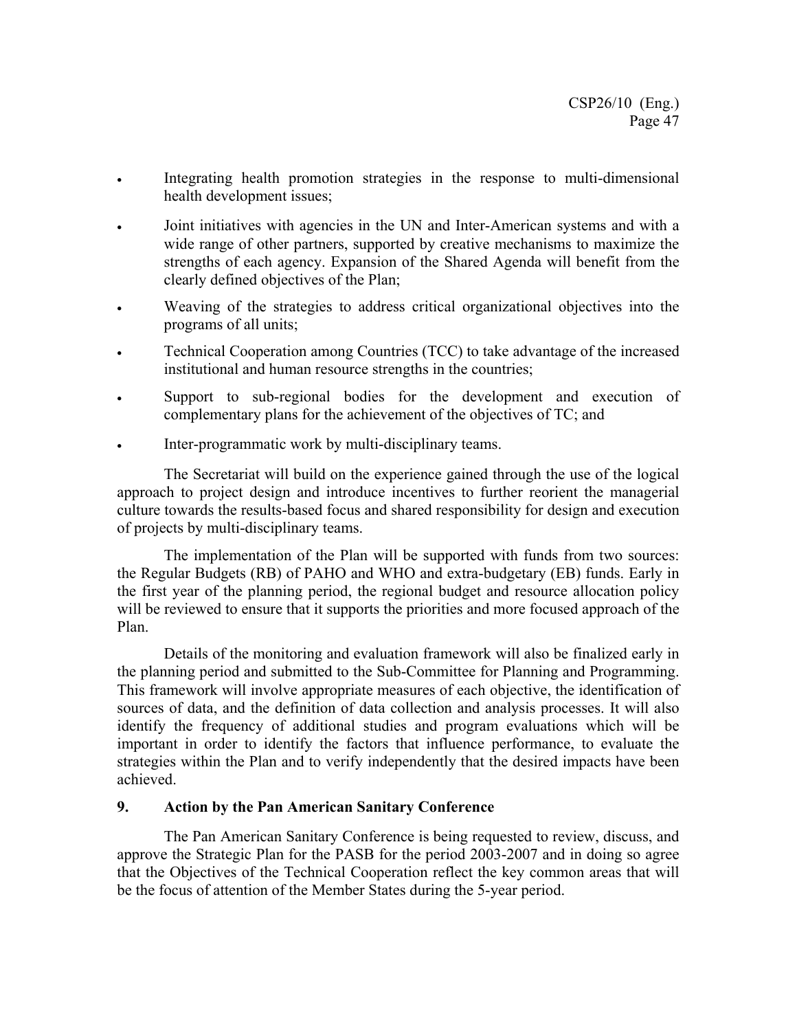- Integrating health promotion strategies in the response to multi-dimensional health development issues;
- Joint initiatives with agencies in the UN and Inter-American systems and with a wide range of other partners, supported by creative mechanisms to maximize the strengths of each agency. Expansion of the Shared Agenda will benefit from the clearly defined objectives of the Plan;
- Weaving of the strategies to address critical organizational objectives into the programs of all units;
- Technical Cooperation among Countries (TCC) to take advantage of the increased institutional and human resource strengths in the countries;
- Support to sub-regional bodies for the development and execution of complementary plans for the achievement of the objectives of TC; and
- Inter-programmatic work by multi-disciplinary teams.

The Secretariat will build on the experience gained through the use of the logical approach to project design and introduce incentives to further reorient the managerial culture towards the results-based focus and shared responsibility for design and execution of projects by multi-disciplinary teams.

The implementation of the Plan will be supported with funds from two sources: the Regular Budgets (RB) of PAHO and WHO and extra-budgetary (EB) funds. Early in the first year of the planning period, the regional budget and resource allocation policy will be reviewed to ensure that it supports the priorities and more focused approach of the Plan.

Details of the monitoring and evaluation framework will also be finalized early in the planning period and submitted to the Sub-Committee for Planning and Programming. This framework will involve appropriate measures of each objective, the identification of sources of data, and the definition of data collection and analysis processes. It will also identify the frequency of additional studies and program evaluations which will be important in order to identify the factors that influence performance, to evaluate the strategies within the Plan and to verify independently that the desired impacts have been achieved.

## 9. Action by the Pan American Sanitary Conference

The Pan American Sanitary Conference is being requested to review, discuss, and approve the Strategic Plan for the PASB for the period 2003-2007 and in doing so agree that the Objectives of the Technical Cooperation reflect the key common areas that will be the focus of attention of the Member States during the 5-year period.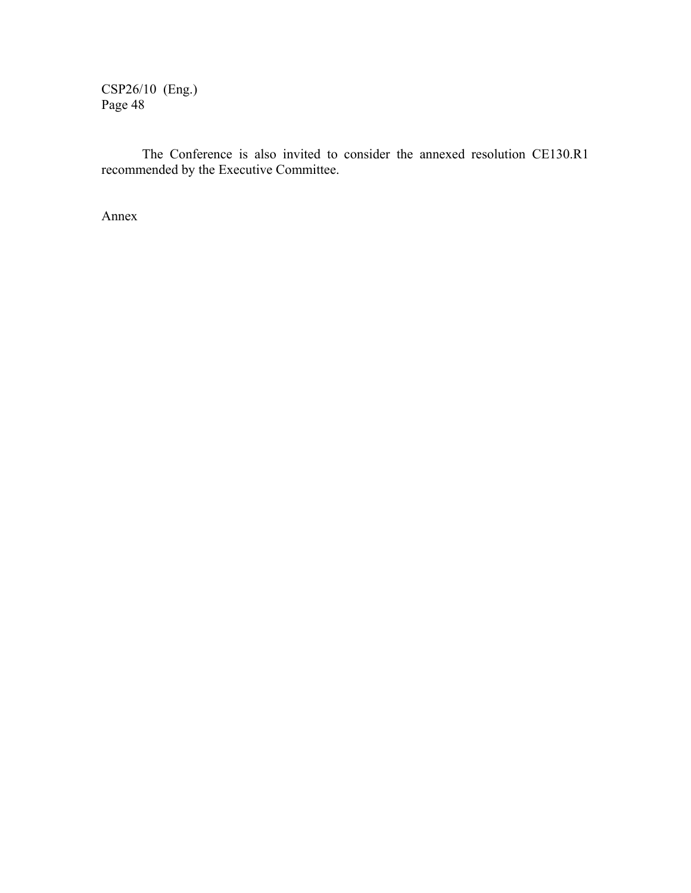The Conference is also invited to consider the annexed resolution CE130.R1 recommended by the Executive Committee.

Annex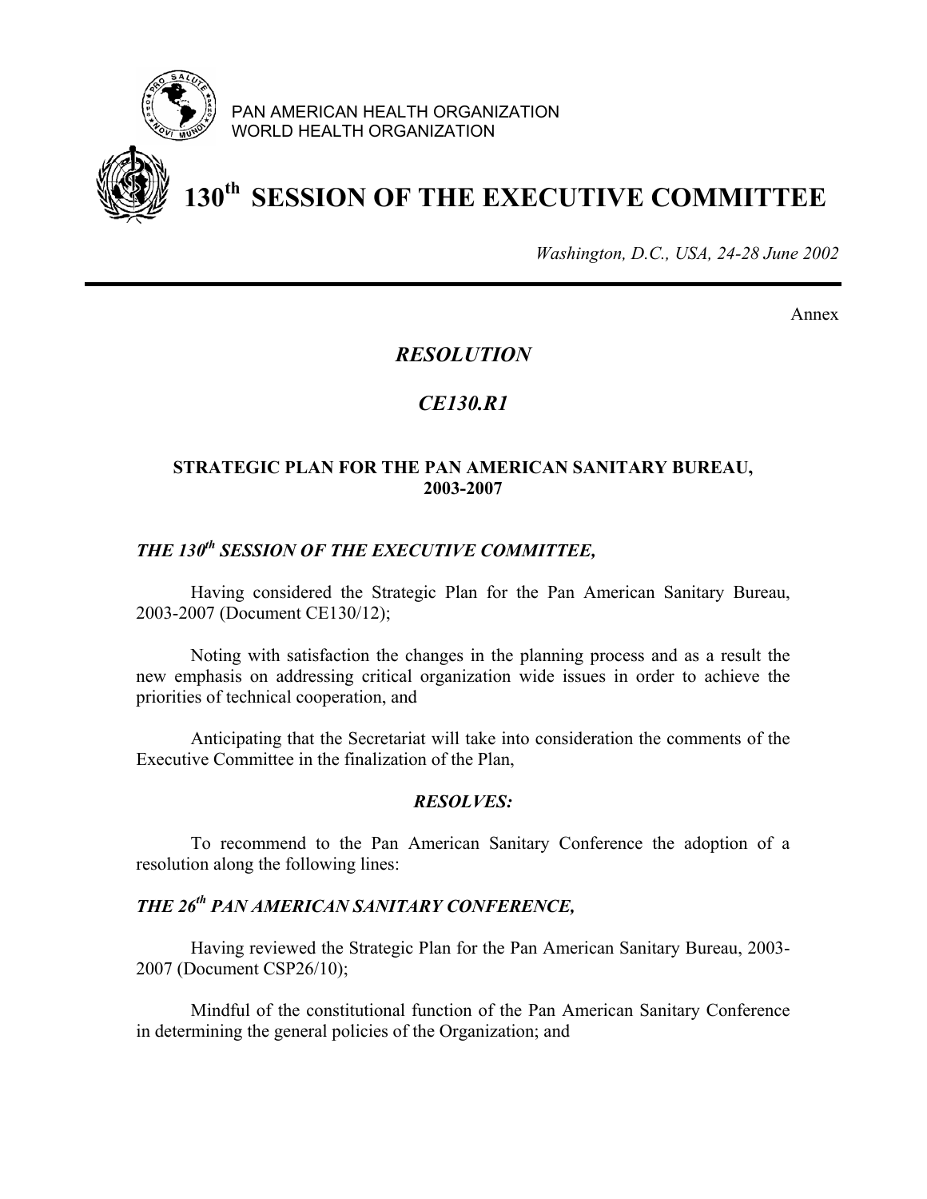PAN AMERICAN HEALTH ORGANIZATION
WORLD HEALTH ORGANIZATION

# 130th SESSION OF THE EXECUTIVE COMMITTEE

*Washington, D.C., USA, 24-28 June 2002*

Annex

## *RESOLUTION*

## *CE130.R1*

### STRATEGIC PLAN FOR THE PAN AMERICAN SANITARY BUREAU, 2003-2007

***THE 130th SESSION OF THE EXECUTIVE COMMITTEE,***

Having considered the Strategic Plan for the Pan American Sanitary Bureau, 2003-2007 (Document CE130/12);

Noting with satisfaction the changes in the planning process and as a result the new emphasis on addressing critical organization wide issues in order to achieve the priorities of technical cooperation, and

Anticipating that the Secretariat will take into consideration the comments of the Executive Committee in the finalization of the Plan,

***RESOLVES:***

To recommend to the Pan American Sanitary Conference the adoption of a resolution along the following lines:

***THE 26th PAN AMERICAN SANITARY CONFERENCE,***

Having reviewed the Strategic Plan for the Pan American Sanitary Bureau, 2003-2007 (Document CSP26/10);

Mindful of the constitutional function of the Pan American Sanitary Conference in determining the general policies of the Organization; and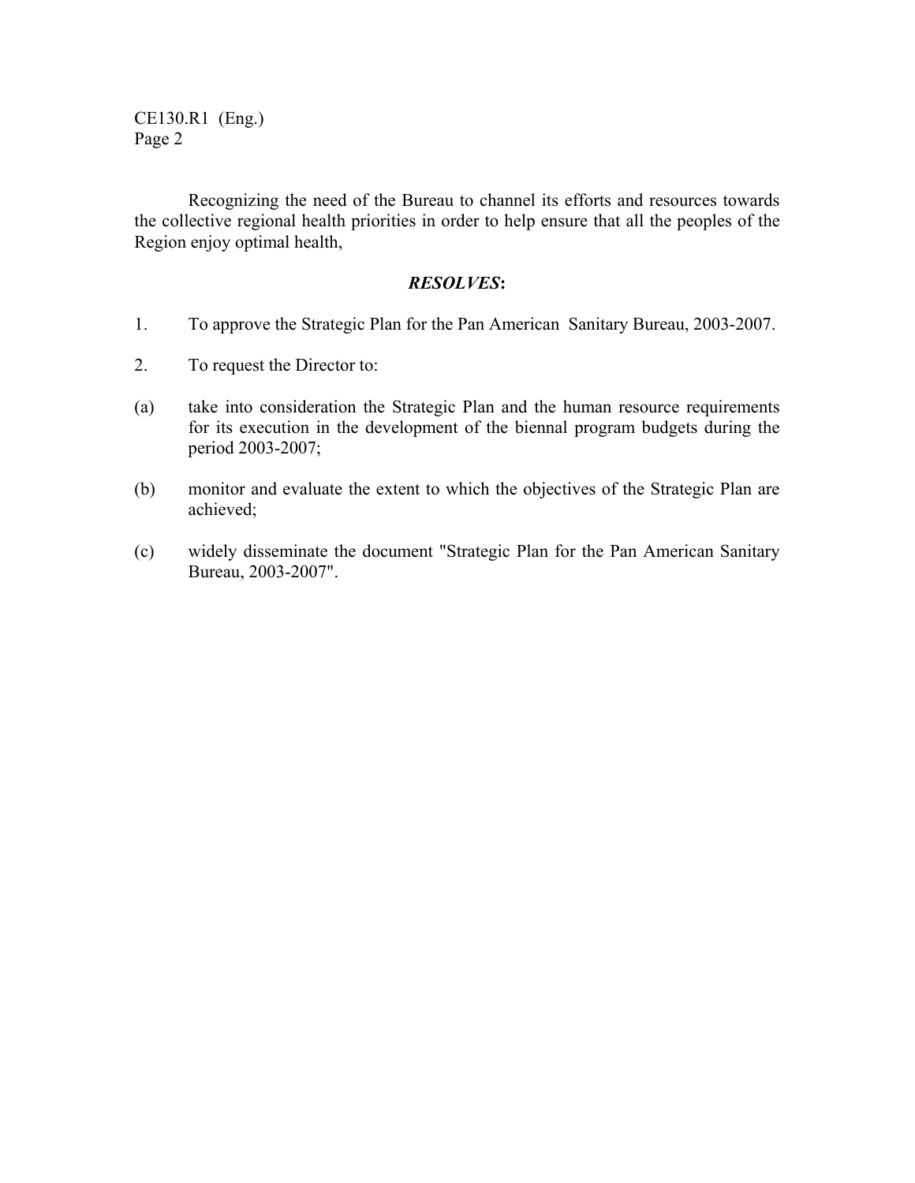Recognizing the need of the Bureau to channel its efforts and resources towards the collective regional health priorities in order to help ensure that all the peoples of the Region enjoy optimal health,

***RESOLVES*:**

1. To approve the Strategic Plan for the Pan American Sanitary Bureau, 2003-2007.

2. To request the Director to:

(a) take into consideration the Strategic Plan and the human resource requirements for its execution in the development of the biennal program budgets during the period 2003-2007;

(b) monitor and evaluate the extent to which the objectives of the Strategic Plan are achieved;

(c) widely disseminate the document "Strategic Plan for the Pan American Sanitary Bureau, 2003-2007".